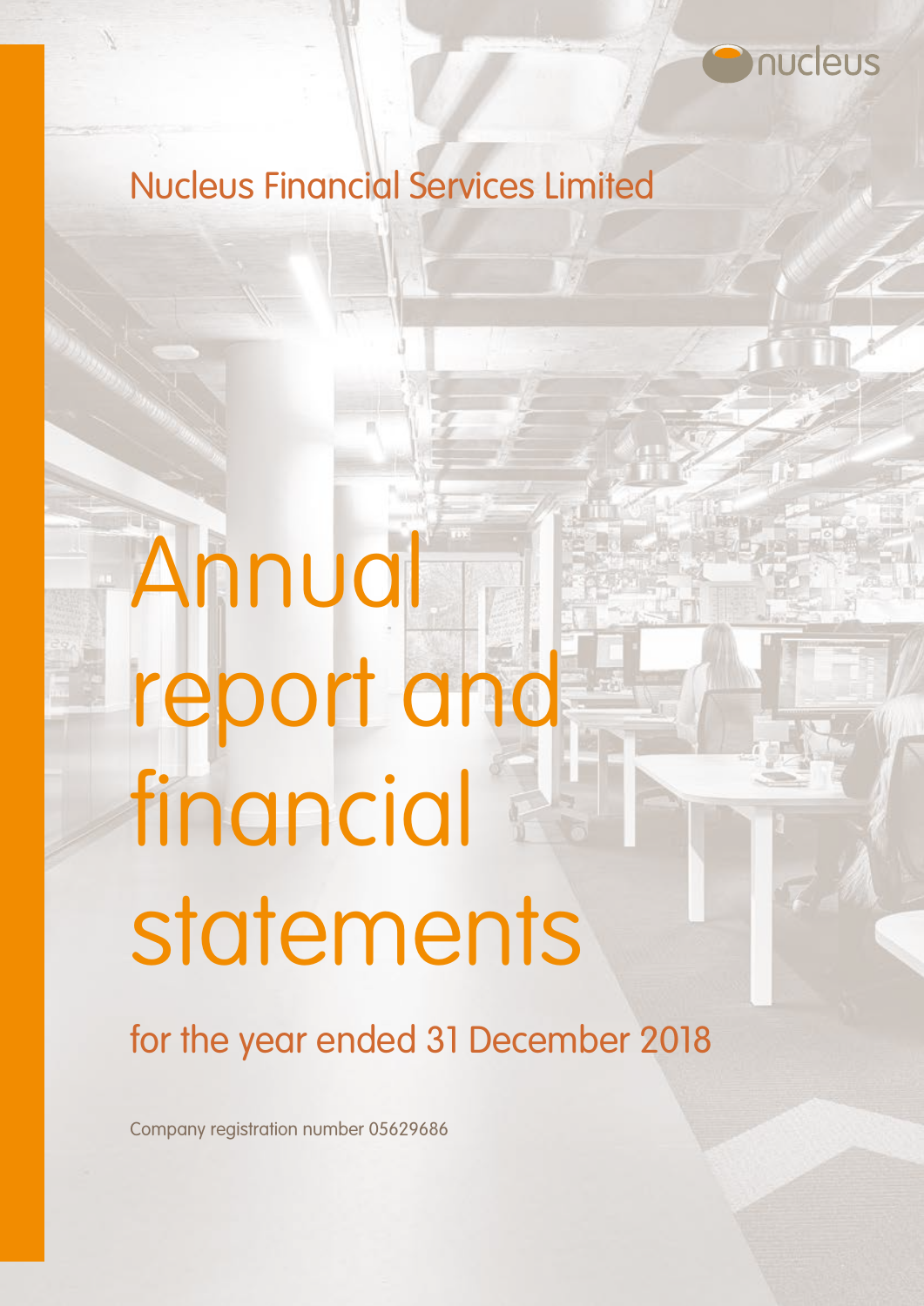nucleus

## Nucleus Financial Services Limited

# Annual report and financial statements

for the year ended 31 December 2018

Company registration number 05629686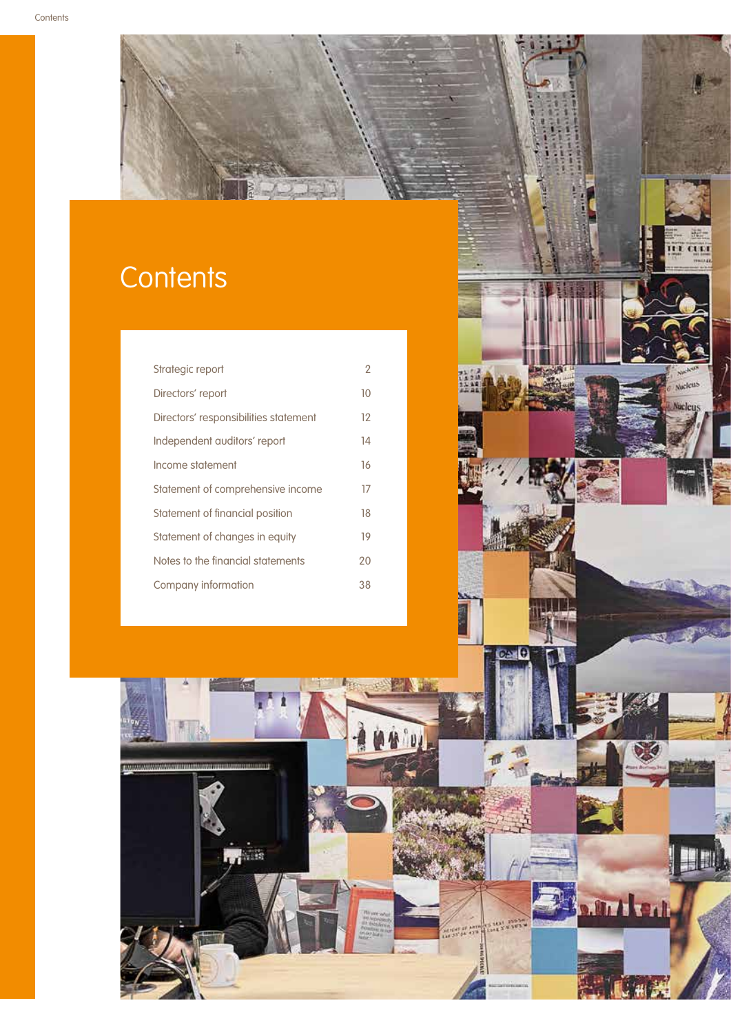# Contents

| | |
|---|---|
| Strategic report | 2 |
| Directors' report | 10 |
| Directors' responsibilities statement | 12 |
| Independent auditors' report | 14 |
| Income statement | 16 |
| Statement of comprehensive income | 17 |
| Statement of financial position | 18 |
| Statement of changes in equity | 19 |
| Notes to the financial statements | 20 |
| Company information | 38 |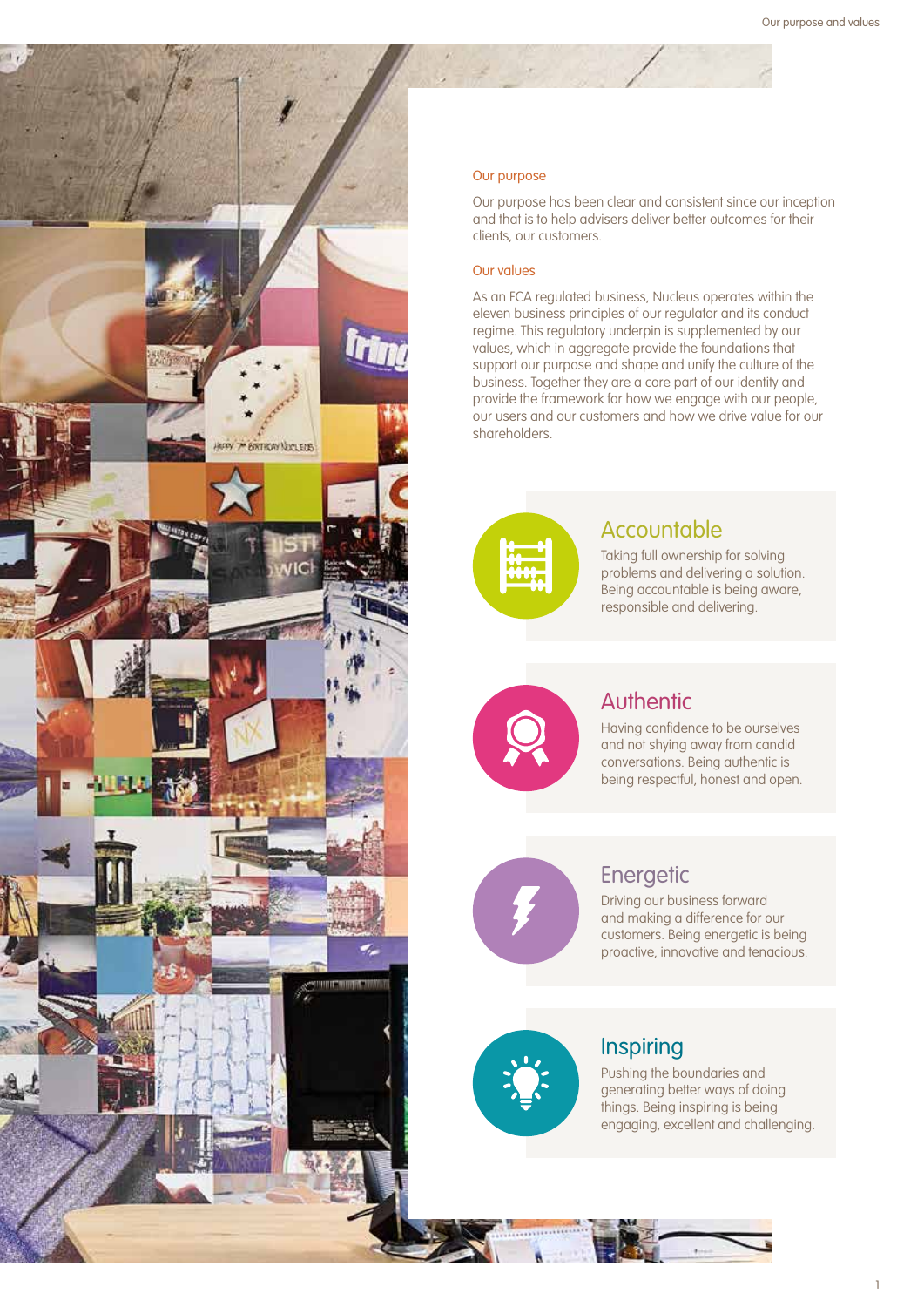## Our purpose

Our purpose has been clear and consistent since our inception and that is to help advisers deliver better outcomes for their clients, our customers.

## Our values

As an FCA regulated business, Nucleus operates within the eleven business principles of our regulator and its conduct regime. This regulatory underpin is supplemented by our values, which in aggregate provide the foundations that support our purpose and shape and unify the culture of the business. Together they are a core part of our identity and provide the framework for how we engage with our people, our users and our customers and how we drive value for our shareholders.

### Accountable

Taking full ownership for solving problems and delivering a solution. Being accountable is being aware, responsible and delivering.

### Authentic

Having confidence to be ourselves and not shying away from candid conversations. Being authentic is being respectful, honest and open.

### Energetic

Driving our business forward and making a difference for our customers. Being energetic is being proactive, innovative and tenacious.

### Inspiring

Pushing the boundaries and generating better ways of doing things. Being inspiring is being engaging, excellent and challenging.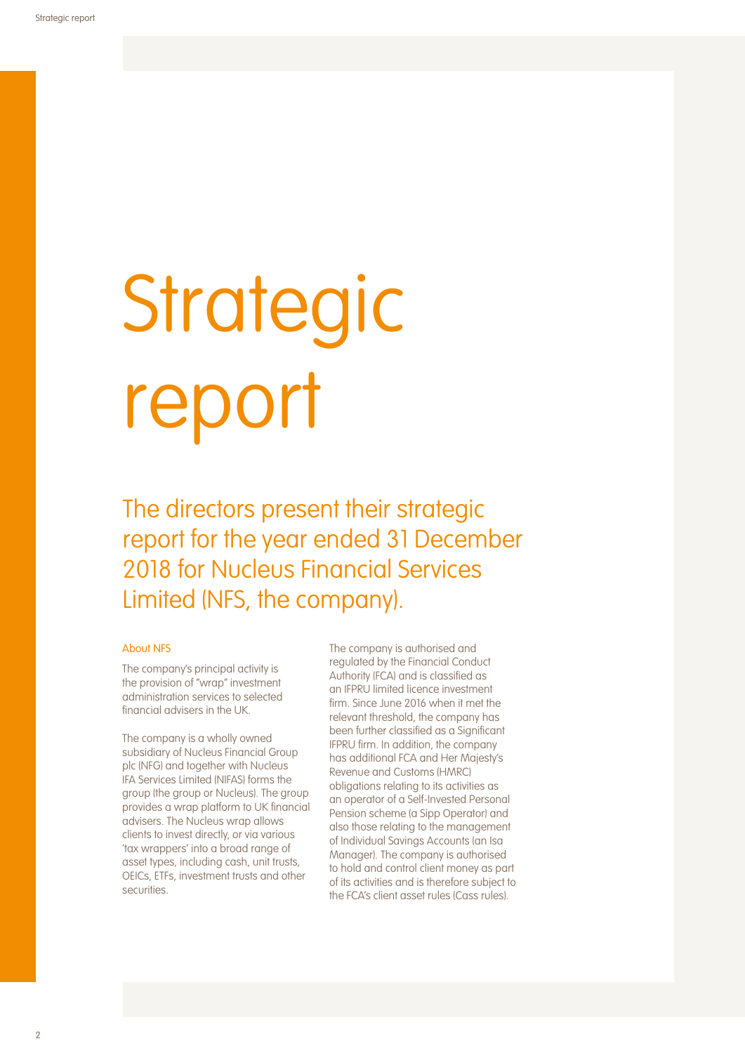# Strategic report

The directors present their strategic report for the year ended 31 December 2018 for Nucleus Financial Services Limited (NFS, the company).

## About NFS

The company's principal activity is the provision of "wrap" investment administration services to selected financial advisers in the UK.

The company is a wholly owned subsidiary of Nucleus Financial Group plc (NFG) and together with Nucleus IFA Services Limited (NIFAS) forms the group (the group or Nucleus). The group provides a wrap platform to UK financial advisers. The Nucleus wrap allows clients to invest directly, or via various 'tax wrappers' into a broad range of asset types, including cash, unit trusts, OEICs, ETFs, investment trusts and other securities.

The company is authorised and regulated by the Financial Conduct Authority (FCA) and is classified as an IFPRU limited licence investment firm. Since June 2016 when it met the relevant threshold, the company has been further classified as a Significant IFPRU firm. In addition, the company has additional FCA and Her Majesty's Revenue and Customs (HMRC) obligations relating to its activities as an operator of a Self-Invested Personal Pension scheme (a Sipp Operator) and also those relating to the management of Individual Savings Accounts (an Isa Manager). The company is authorised to hold and control client money as part of its activities and is therefore subject to the FCA's client asset rules (Cass rules).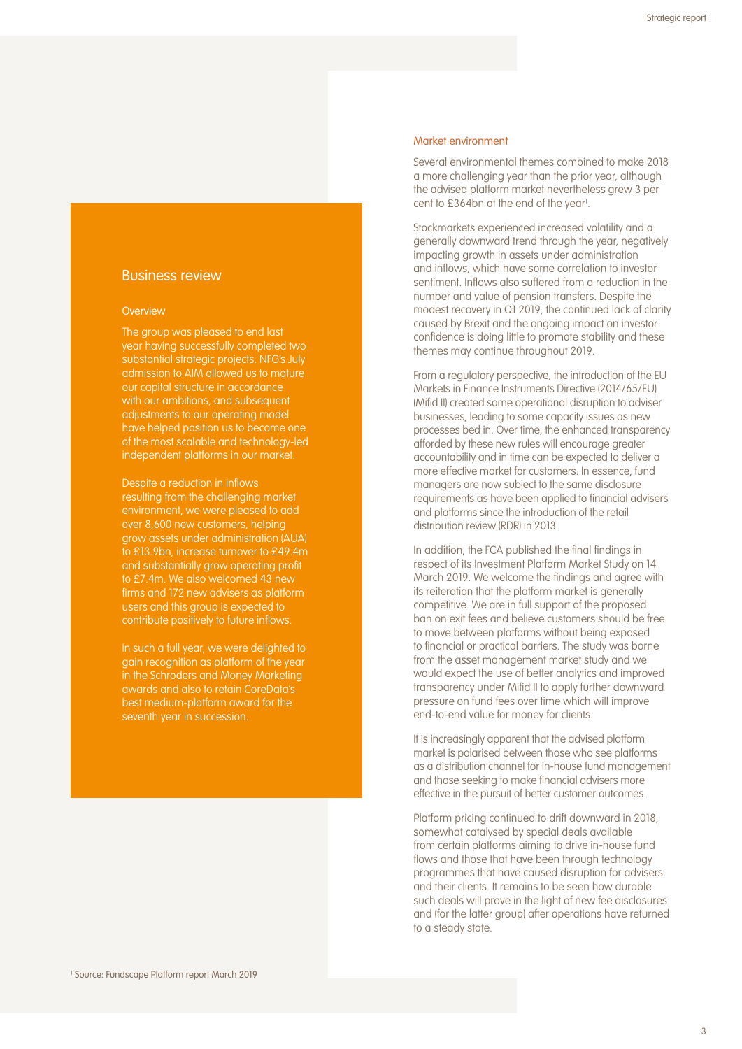## Business review

### Overview

The group was pleased to end last year having successfully completed two substantial strategic projects. NFG's July admission to AIM allowed us to mature our capital structure in accordance with our ambitions, and subsequent adjustments to our operating model have helped position us to become one of the most scalable and technology-led independent platforms in our market.

Despite a reduction in inflows resulting from the challenging market environment, we were pleased to add over 8,600 new customers, helping grow assets under administration (AUA) to £13.9bn, increase turnover to £49.4m and substantially grow operating profit to £7.4m. We also welcomed 43 new firms and 172 new advisers as platform users and this group is expected to contribute positively to future inflows.

In such a full year, we were delighted to gain recognition as platform of the year in the Schroders and Money Marketing awards and also to retain CoreData's best medium-platform award for the seventh year in succession.

### Market environment

Several environmental themes combined to make 2018 a more challenging year than the prior year, although the advised platform market nevertheless grew 3 per cent to £364bn at the end of the year[1].

Stockmarkets experienced increased volatility and a generally downward trend through the year, negatively impacting growth in assets under administration and inflows, which have some correlation to investor sentiment. Inflows also suffered from a reduction in the number and value of pension transfers. Despite the modest recovery in Q1 2019, the continued lack of clarity caused by Brexit and the ongoing impact on investor confidence is doing little to promote stability and these themes may continue throughout 2019.

From a regulatory perspective, the introduction of the EU Markets in Finance Instruments Directive (2014/65/EU) (Mifid II) created some operational disruption to adviser businesses, leading to some capacity issues as new processes bed in. Over time, the enhanced transparency afforded by these new rules will encourage greater accountability and in time can be expected to deliver a more effective market for customers. In essence, fund managers are now subject to the same disclosure requirements as have been applied to financial advisers and platforms since the introduction of the retail distribution review (RDR) in 2013.

In addition, the FCA published the final findings in respect of its Investment Platform Market Study on 14 March 2019. We welcome the findings and agree with its reiteration that the platform market is generally competitive. We are in full support of the proposed ban on exit fees and believe customers should be free to move between platforms without being exposed to financial or practical barriers. The study was borne from the asset management market study and we would expect the use of better analytics and improved transparency under Mifid II to apply further downward pressure on fund fees over time which will improve end-to-end value for money for clients.

It is increasingly apparent that the advised platform market is polarised between those who see platforms as a distribution channel for in-house fund management and those seeking to make financial advisers more effective in the pursuit of better customer outcomes.

Platform pricing continued to drift downward in 2018, somewhat catalysed by special deals available from certain platforms aiming to drive in-house fund flows and those that have been through technology programmes that have caused disruption for advisers and their clients. It remains to be seen how durable such deals will prove in the light of new fee disclosures and (for the latter group) after operations have returned to a steady state.

[1] Source: Fundscape Platform report March 2019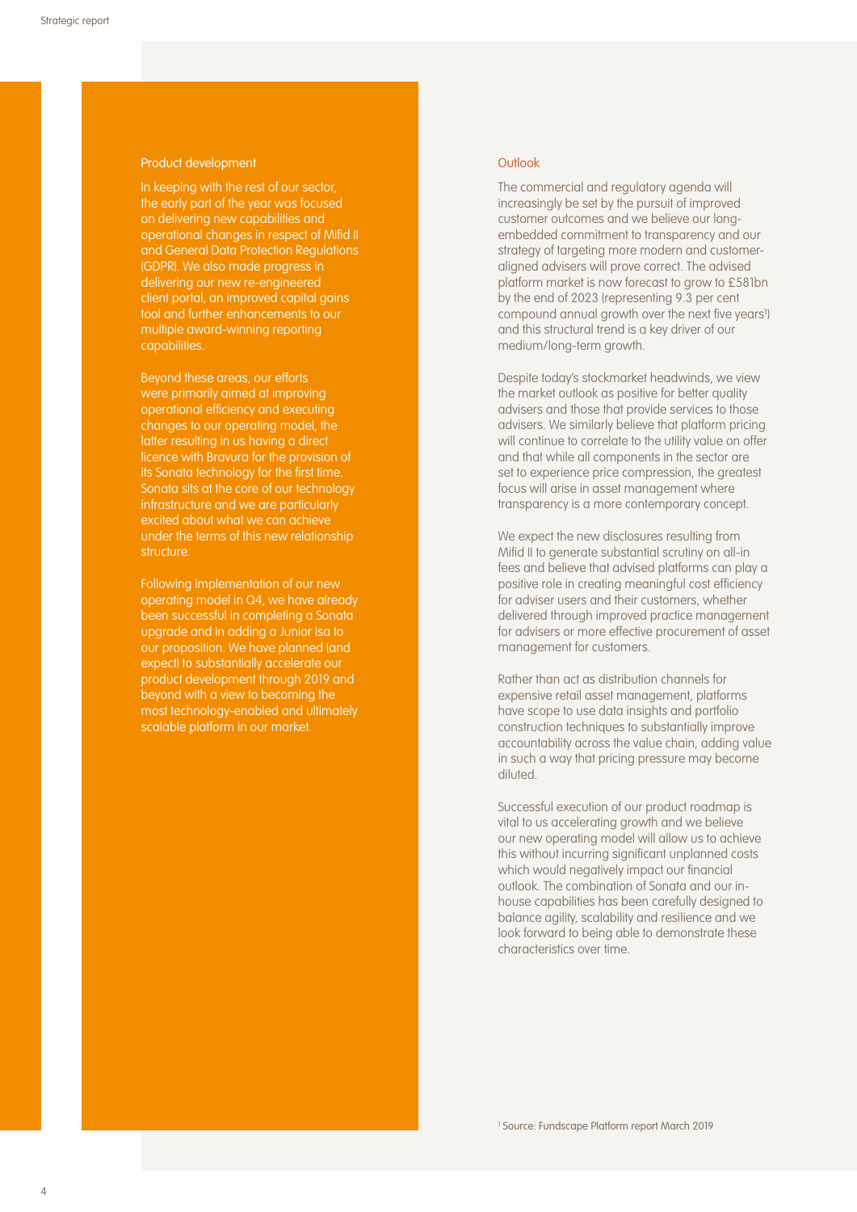## Product development

In keeping with the rest of our sector, the early part of the year was focused on delivering new capabilities and operational changes in respect of Mifid II and General Data Protection Regulations (GDPR). We also made progress in delivering our new re-engineered client portal, an improved capital gains tool and further enhancements to our multiple award-winning reporting capabilities.

Beyond these areas, our efforts were primarily aimed at improving operational efficiency and executing changes to our operating model, the latter resulting in us having a direct licence with Bravura for the provision of its Sonata technology for the first time. Sonata sits at the core of our technology infrastructure and we are particularly excited about what we can achieve under the terms of this new relationship structure.

Following implementation of our new operating model in Q4, we have already been successful in completing a Sonata upgrade and in adding a Junior Isa to our proposition. We have planned (and expect) to substantially accelerate our product development through 2019 and beyond with a view to becoming the most technology-enabled and ultimately scalable platform in our market.

## Outlook

The commercial and regulatory agenda will increasingly be set by the pursuit of improved customer outcomes and we believe our long-embedded commitment to transparency and our strategy of targeting more modern and customer-aligned advisers will prove correct. The advised platform market is now forecast to grow to £581bn by the end of 2023 (representing 9.3 per cent compound annual growth over the next five years[1]) and this structural trend is a key driver of our medium/long-term growth.

Despite today's stockmarket headwinds, we view the market outlook as positive for better quality advisers and those that provide services to those advisers. We similarly believe that platform pricing will continue to correlate to the utility value on offer and that while all components in the sector are set to experience price compression, the greatest focus will arise in asset management where transparency is a more contemporary concept.

We expect the new disclosures resulting from Mifid II to generate substantial scrutiny on all-in fees and believe that advised platforms can play a positive role in creating meaningful cost efficiency for adviser users and their customers, whether delivered through improved practice management for advisers or more effective procurement of asset management for customers.

Rather than act as distribution channels for expensive retail asset management, platforms have scope to use data insights and portfolio construction techniques to substantially improve accountability across the value chain, adding value in such a way that pricing pressure may become diluted.

Successful execution of our product roadmap is vital to us accelerating growth and we believe our new operating model will allow us to achieve this without incurring significant unplanned costs which would negatively impact our financial outlook. The combination of Sonata and our in-house capabilities has been carefully designed to balance agility, scalability and resilience and we look forward to being able to demonstrate these characteristics over time.

[1] Source: Fundscape Platform report March 2019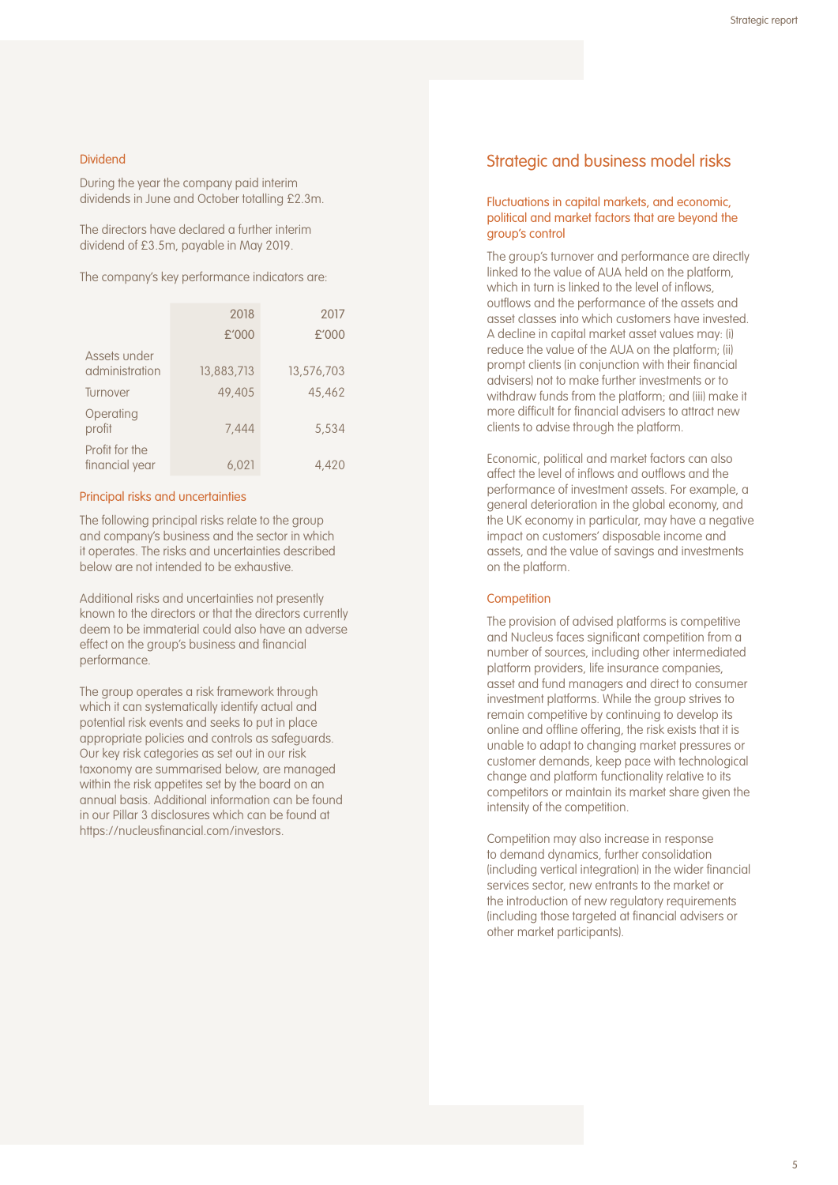### Dividend

During the year the company paid interim dividends in June and October totalling £2.3m.

The directors have declared a further interim dividend of £3.5m, payable in May 2019.

The company's key performance indicators are:

| | 2018 £'000 | 2017 £'000 |
|---|---|---|
| Assets under administration | 13,883,713 | 13,576,703 |
| Turnover | 49,405 | 45,462 |
| Operating profit | 7,444 | 5,534 |
| Profit for the financial year | 6,021 | 4,420 |

### Principal risks and uncertainties

The following principal risks relate to the group and company's business and the sector in which it operates. The risks and uncertainties described below are not intended to be exhaustive.

Additional risks and uncertainties not presently known to the directors or that the directors currently deem to be immaterial could also have an adverse effect on the group's business and financial performance.

The group operates a risk framework through which it can systematically identify actual and potential risk events and seeks to put in place appropriate policies and controls as safeguards. Our key risk categories as set out in our risk taxonomy are summarised below, are managed within the risk appetites set by the board on an annual basis. Additional information can be found in our Pillar 3 disclosures which can be found at https://nucleusfinancial.com/investors.

## Strategic and business model risks

### Fluctuations in capital markets, and economic, political and market factors that are beyond the group's control

The group's turnover and performance are directly linked to the value of AUA held on the platform, which in turn is linked to the level of inflows, outflows and the performance of the assets and asset classes into which customers have invested. A decline in capital market asset values may: (i) reduce the value of the AUA on the platform; (ii) prompt clients (in conjunction with their financial advisers) not to make further investments or to withdraw funds from the platform; and (iii) make it more difficult for financial advisers to attract new clients to advise through the platform.

Economic, political and market factors can also affect the level of inflows and outflows and the performance of investment assets. For example, a general deterioration in the global economy, and the UK economy in particular, may have a negative impact on customers' disposable income and assets, and the value of savings and investments on the platform.

### Competition

The provision of advised platforms is competitive and Nucleus faces significant competition from a number of sources, including other intermediated platform providers, life insurance companies, asset and fund managers and direct to consumer investment platforms. While the group strives to remain competitive by continuing to develop its online and offline offering, the risk exists that it is unable to adapt to changing market pressures or customer demands, keep pace with technological change and platform functionality relative to its competitors or maintain its market share given the intensity of the competition.

Competition may also increase in response to demand dynamics, further consolidation (including vertical integration) in the wider financial services sector, new entrants to the market or the introduction of new regulatory requirements (including those targeted at financial advisers or other market participants).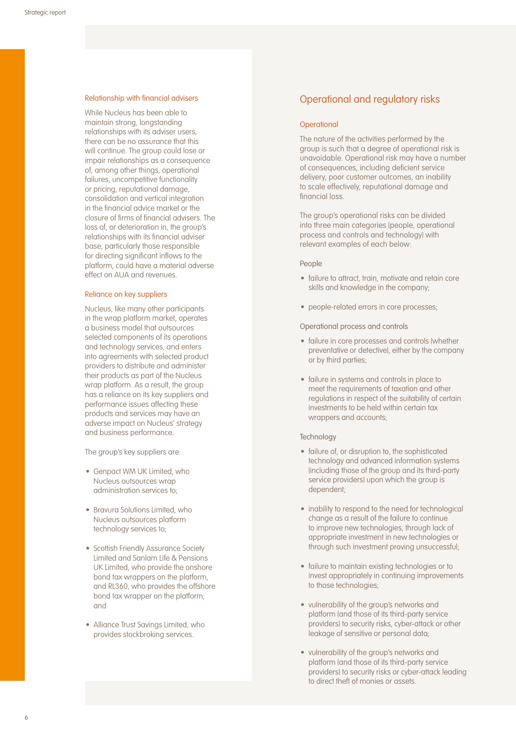### Relationship with financial advisers

While Nucleus has been able to maintain strong, longstanding relationships with its adviser users, there can be no assurance that this will continue. The group could lose or impair relationships as a consequence of, among other things, operational failures, uncompetitive functionality or pricing, reputational damage, consolidation and vertical integration in the financial advice market or the closure of firms of financial advisers. The loss of, or deterioration in, the group's relationships with its financial adviser base, particularly those responsible for directing significant inflows to the platform, could have a material adverse effect on AUA and revenues.

### Reliance on key suppliers

Nucleus, like many other participants in the wrap platform market, operates a business model that outsources selected components of its operations and technology services, and enters into agreements with selected product providers to distribute and administer their products as part of the Nucleus wrap platform. As a result, the group has a reliance on its key suppliers and performance issues affecting these products and services may have an adverse impact on Nucleus' strategy and business performance.

The group's key suppliers are:

- Genpact WM UK Limited, who Nucleus outsources wrap administration services to;
- Bravura Solutions Limited, who Nucleus outsources platform technology services to;
- Scottish Friendly Assurance Society Limited and Sanlam Life & Pensions UK Limited, who provide the onshore bond tax wrappers on the platform, and RL360, who provides the offshore bond tax wrapper on the platform; and
- Alliance Trust Savings Limited, who provides stockbroking services.

## Operational and regulatory risks

### Operational

The nature of the activities performed by the group is such that a degree of operational risk is unavoidable. Operational risk may have a number of consequences, including deficient service delivery, poor customer outcomes, an inability to scale effectively, reputational damage and financial loss.

The group's operational risks can be divided into three main categories (people, operational process and controls and technology) with relevant examples of each below:

#### People

- failure to attract, train, motivate and retain core skills and knowledge in the company;
- people-related errors in core processes;

#### Operational process and controls

- failure in core processes and controls (whether preventative or detective), either by the company or by third parties;
- failure in systems and controls in place to meet the requirements of taxation and other regulations in respect of the suitability of certain investments to be held within certain tax wrappers and accounts;

#### Technology

- failure of, or disruption to, the sophisticated technology and advanced information systems (including those of the group and its third-party service providers) upon which the group is dependent;
- inability to respond to the need for technological change as a result of the failure to continue to improve new technologies, through lack of appropriate investment in new technologies or through such investment proving unsuccessful;
- failure to maintain existing technologies or to invest appropriately in continuing improvements to those technologies;
- vulnerability of the group's networks and platform (and those of its third-party service providers) to security risks, cyber-attack or other leakage of sensitive or personal data;
- vulnerability of the group's networks and platform (and those of its third-party service providers) to security risks or cyber-attack leading to direct theft of monies or assets.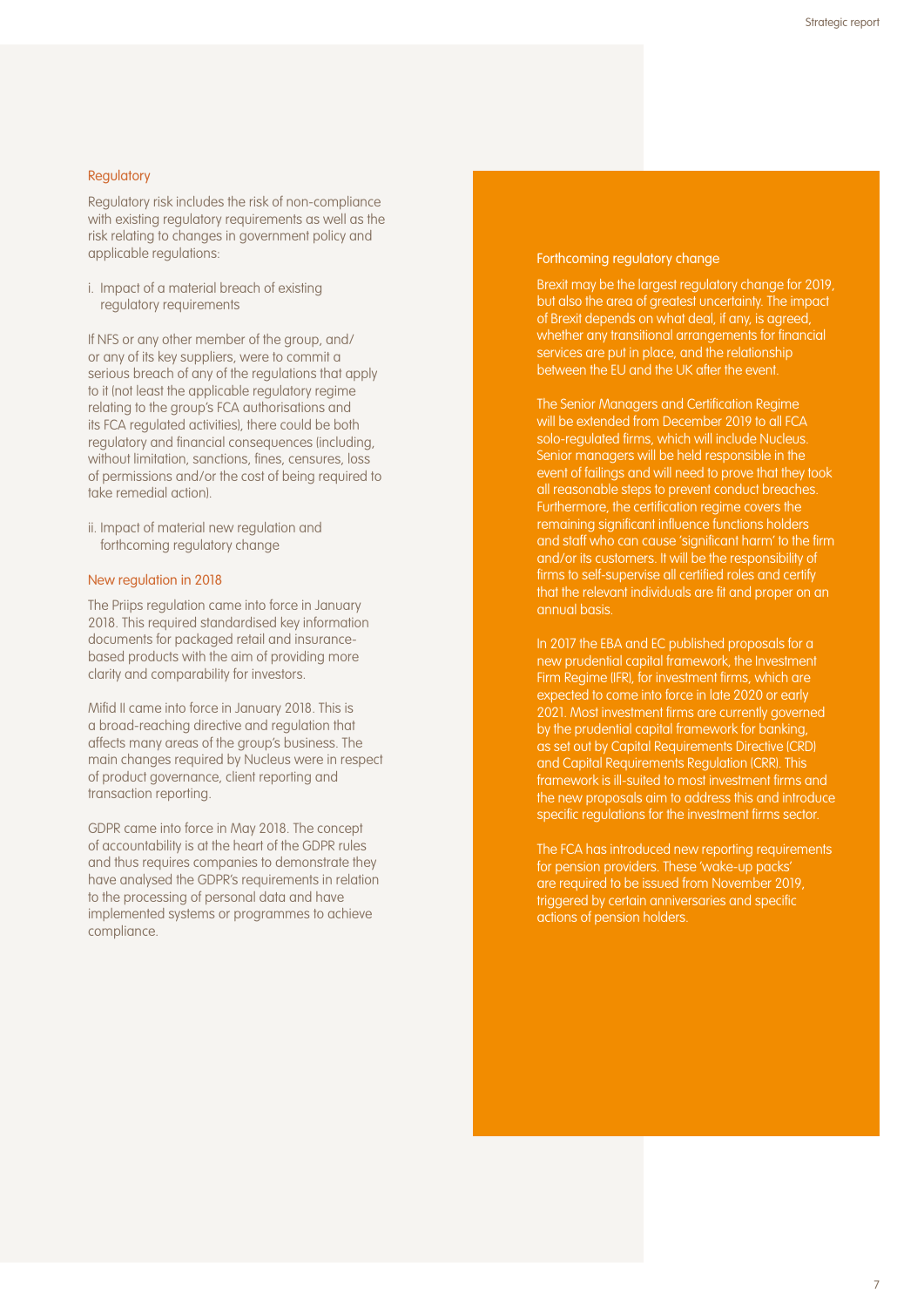### Regulatory

Regulatory risk includes the risk of non-compliance with existing regulatory requirements as well as the risk relating to changes in government policy and applicable regulations:

i. Impact of a material breach of existing regulatory requirements

If NFS or any other member of the group, and/or any of its key suppliers, were to commit a serious breach of any of the regulations that apply to it (not least the applicable regulatory regime relating to the group's FCA authorisations and its FCA regulated activities), there could be both regulatory and financial consequences (including, without limitation, sanctions, fines, censures, loss of permissions and/or the cost of being required to take remedial action).

ii. Impact of material new regulation and forthcoming regulatory change

### New regulation in 2018

The Priips regulation came into force in January 2018. This required standardised key information documents for packaged retail and insurance-based products with the aim of providing more clarity and comparability for investors.

Mifid II came into force in January 2018. This is a broad-reaching directive and regulation that affects many areas of the group's business. The main changes required by Nucleus were in respect of product governance, client reporting and transaction reporting.

GDPR came into force in May 2018. The concept of accountability is at the heart of the GDPR rules and thus requires companies to demonstrate they have analysed the GDPR's requirements in relation to the processing of personal data and have implemented systems or programmes to achieve compliance.

### Forthcoming regulatory change

Brexit may be the largest regulatory change for 2019, but also the area of greatest uncertainty. The impact of Brexit depends on what deal, if any, is agreed, whether any transitional arrangements for financial services are put in place, and the relationship between the EU and the UK after the event.

The Senior Managers and Certification Regime will be extended from December 2019 to all FCA solo-regulated firms, which will include Nucleus. Senior managers will be held responsible in the event of failings and will need to prove that they took all reasonable steps to prevent conduct breaches. Furthermore, the certification regime covers the remaining significant influence functions holders and staff who can cause 'significant harm' to the firm and/or its customers. It will be the responsibility of firms to self-supervise all certified roles and certify that the relevant individuals are fit and proper on an annual basis.

In 2017 the EBA and EC published proposals for a new prudential capital framework, the Investment Firm Regime (IFR), for investment firms, which are expected to come into force in late 2020 or early 2021. Most investment firms are currently governed by the prudential capital framework for banking, as set out by Capital Requirements Directive (CRD) and Capital Requirements Regulation (CRR). This framework is ill-suited to most investment firms and the new proposals aim to address this and introduce specific regulations for the investment firms sector.

The FCA has introduced new reporting requirements for pension providers. These 'wake-up packs' are required to be issued from November 2019, triggered by certain anniversaries and specific actions of pension holders.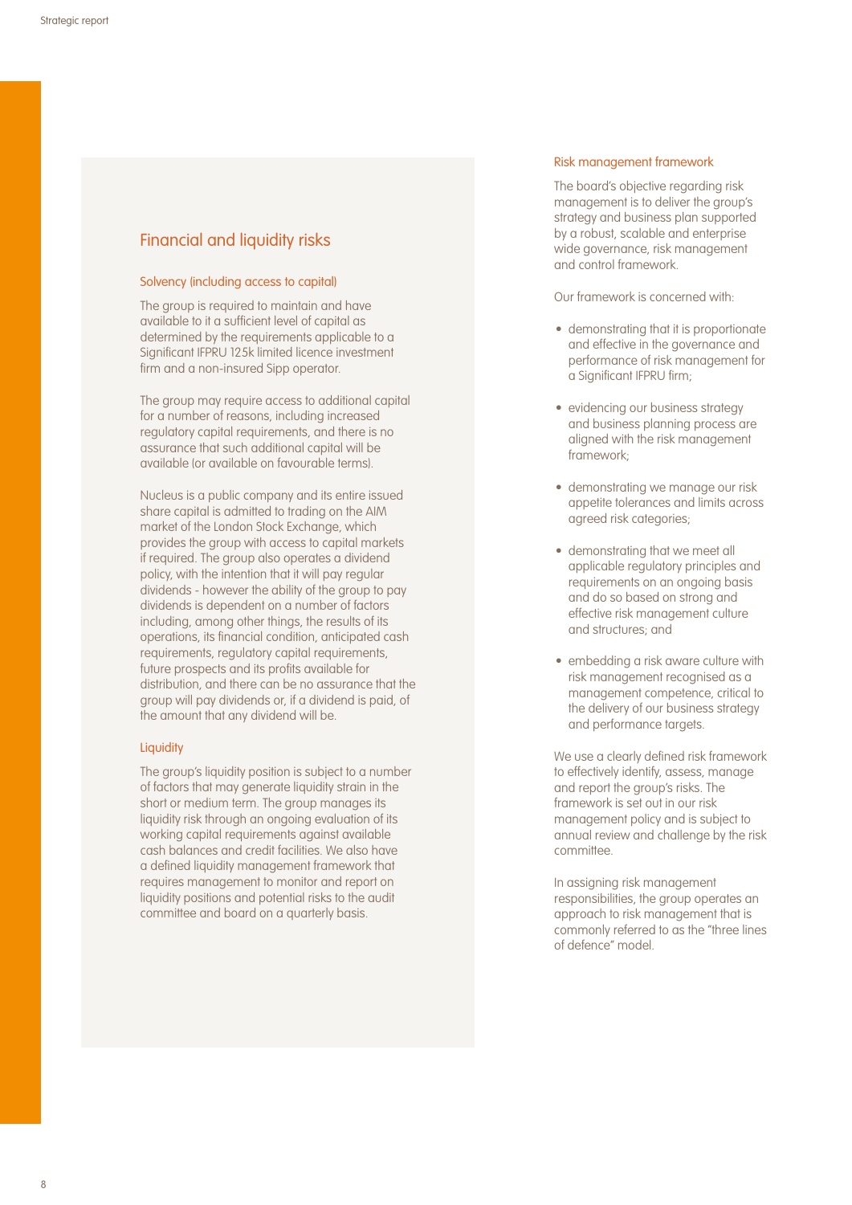## Financial and liquidity risks

### Solvency (including access to capital)

The group is required to maintain and have available to it a sufficient level of capital as determined by the requirements applicable to a Significant IFPRU 125k limited licence investment firm and a non-insured Sipp operator.

The group may require access to additional capital for a number of reasons, including increased regulatory capital requirements, and there is no assurance that such additional capital will be available (or available on favourable terms).

Nucleus is a public company and its entire issued share capital is admitted to trading on the AIM market of the London Stock Exchange, which provides the group with access to capital markets if required. The group also operates a dividend policy, with the intention that it will pay regular dividends - however the ability of the group to pay dividends is dependent on a number of factors including, among other things, the results of its operations, its financial condition, anticipated cash requirements, regulatory capital requirements, future prospects and its profits available for distribution, and there can be no assurance that the group will pay dividends or, if a dividend is paid, of the amount that any dividend will be.

### Liquidity

The group's liquidity position is subject to a number of factors that may generate liquidity strain in the short or medium term. The group manages its liquidity risk through an ongoing evaluation of its working capital requirements against available cash balances and credit facilities. We also have a defined liquidity management framework that requires management to monitor and report on liquidity positions and potential risks to the audit committee and board on a quarterly basis.

### Risk management framework

The board's objective regarding risk management is to deliver the group's strategy and business plan supported by a robust, scalable and enterprise wide governance, risk management and control framework.

Our framework is concerned with:

- demonstrating that it is proportionate and effective in the governance and performance of risk management for a Significant IFPRU firm;
- evidencing our business strategy and business planning process are aligned with the risk management framework;
- demonstrating we manage our risk appetite tolerances and limits across agreed risk categories;
- demonstrating that we meet all applicable regulatory principles and requirements on an ongoing basis and do so based on strong and effective risk management culture and structures; and
- embedding a risk aware culture with risk management recognised as a management competence, critical to the delivery of our business strategy and performance targets.

We use a clearly defined risk framework to effectively identify, assess, manage and report the group's risks. The framework is set out in our risk management policy and is subject to annual review and challenge by the risk committee.

In assigning risk management responsibilities, the group operates an approach to risk management that is commonly referred to as the "three lines of defence" model.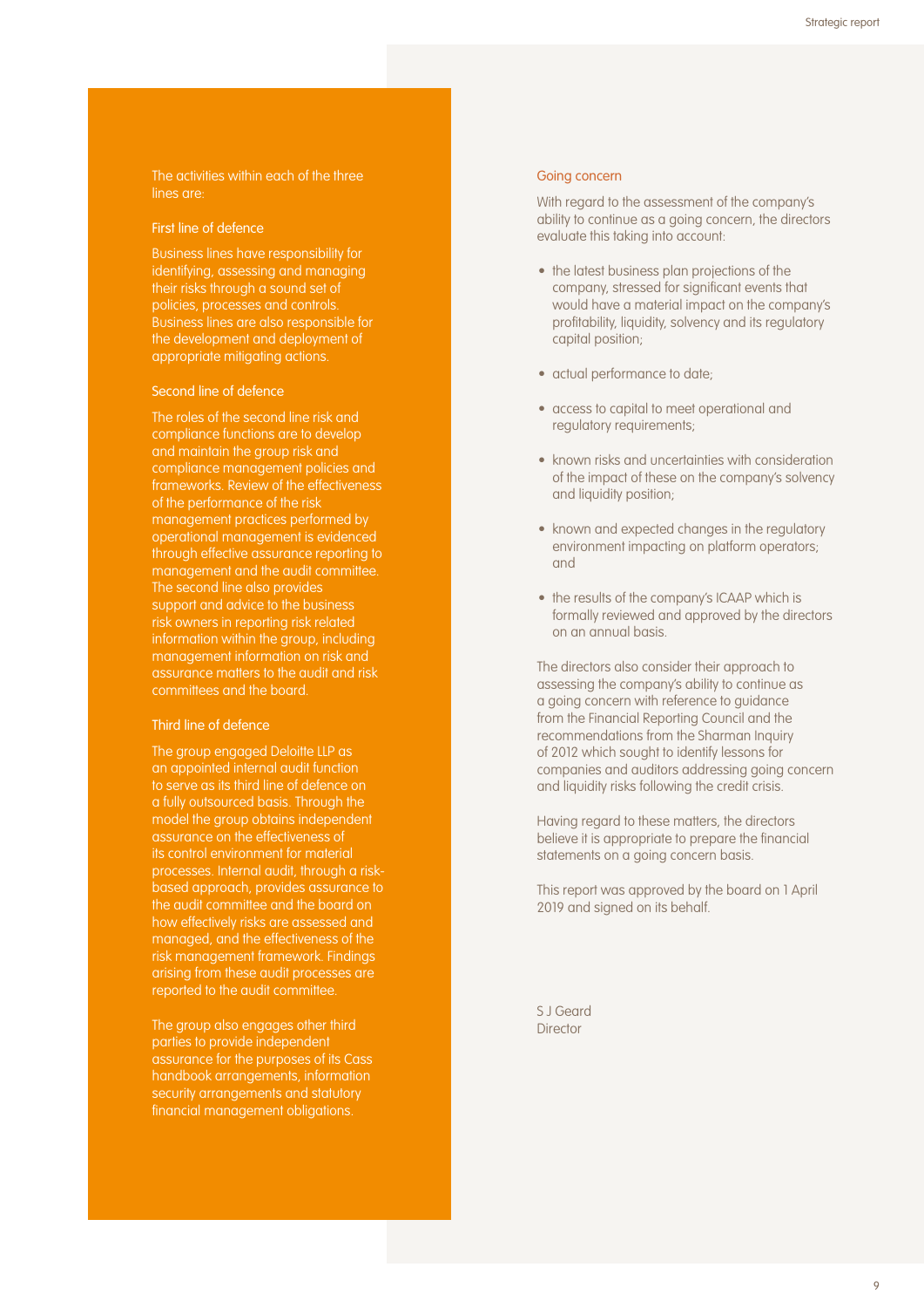The activities within each of the three lines are:

### First line of defence

Business lines have responsibility for identifying, assessing and managing their risks through a sound set of policies, processes and controls. Business lines are also responsible for the development and deployment of appropriate mitigating actions.

### Second line of defence

The roles of the second line risk and compliance functions are to develop and maintain the group risk and compliance management policies and frameworks. Review of the effectiveness of the performance of the risk management practices performed by operational management is evidenced through effective assurance reporting to management and the audit committee. The second line also provides support and advice to the business risk owners in reporting risk related information within the group, including management information on risk and assurance matters to the audit and risk committees and the board.

### Third line of defence

The group engaged Deloitte LLP as an appointed internal audit function to serve as its third line of defence on a fully outsourced basis. Through the model the group obtains independent assurance on the effectiveness of its control environment for material processes. Internal audit, through a risk-based approach, provides assurance to the audit committee and the board on how effectively risks are assessed and managed, and the effectiveness of the risk management framework. Findings arising from these audit processes are reported to the audit committee.

The group also engages other third parties to provide independent assurance for the purposes of its Cass handbook arrangements, information security arrangements and statutory financial management obligations.

## Going concern

With regard to the assessment of the company's ability to continue as a going concern, the directors evaluate this taking into account:

- the latest business plan projections of the company, stressed for significant events that would have a material impact on the company's profitability, liquidity, solvency and its regulatory capital position;
- actual performance to date;
- access to capital to meet operational and regulatory requirements;
- known risks and uncertainties with consideration of the impact of these on the company's solvency and liquidity position;
- known and expected changes in the regulatory environment impacting on platform operators; and
- the results of the company's ICAAP which is formally reviewed and approved by the directors on an annual basis.

The directors also consider their approach to assessing the company's ability to continue as a going concern with reference to guidance from the Financial Reporting Council and the recommendations from the Sharman Inquiry of 2012 which sought to identify lessons for companies and auditors addressing going concern and liquidity risks following the credit crisis.

Having regard to these matters, the directors believe it is appropriate to prepare the financial statements on a going concern basis.

This report was approved by the board on 1 April 2019 and signed on its behalf.

S J Geard
Director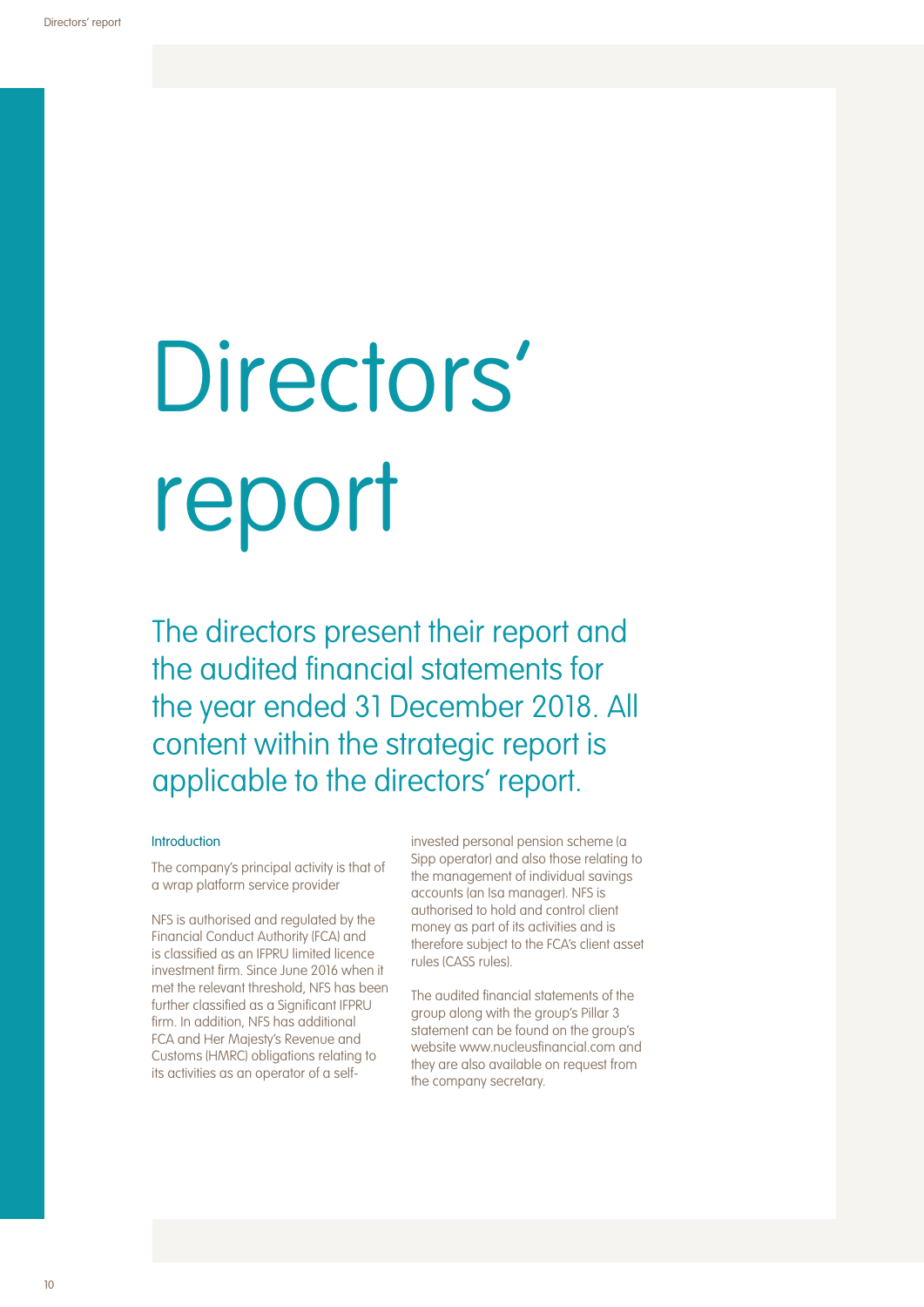# Directors' report

## The directors present their report and the audited financial statements for the year ended 31 December 2018. All content within the strategic report is applicable to the directors' report.

### Introduction

The company's principal activity is that of a wrap platform service provider

NFS is authorised and regulated by the Financial Conduct Authority (FCA) and is classified as an IFPRU limited licence investment firm. Since June 2016 when it met the relevant threshold, NFS has been further classified as a Significant IFPRU firm. In addition, NFS has additional FCA and Her Majesty's Revenue and Customs (HMRC) obligations relating to its activities as an operator of a self-invested personal pension scheme (a Sipp operator) and also those relating to the management of individual savings accounts (an Isa manager). NFS is authorised to hold and control client money as part of its activities and is therefore subject to the FCA's client asset rules (CASS rules).

The audited financial statements of the group along with the group's Pillar 3 statement can be found on the group's website www.nucleusfinancial.com and they are also available on request from the company secretary.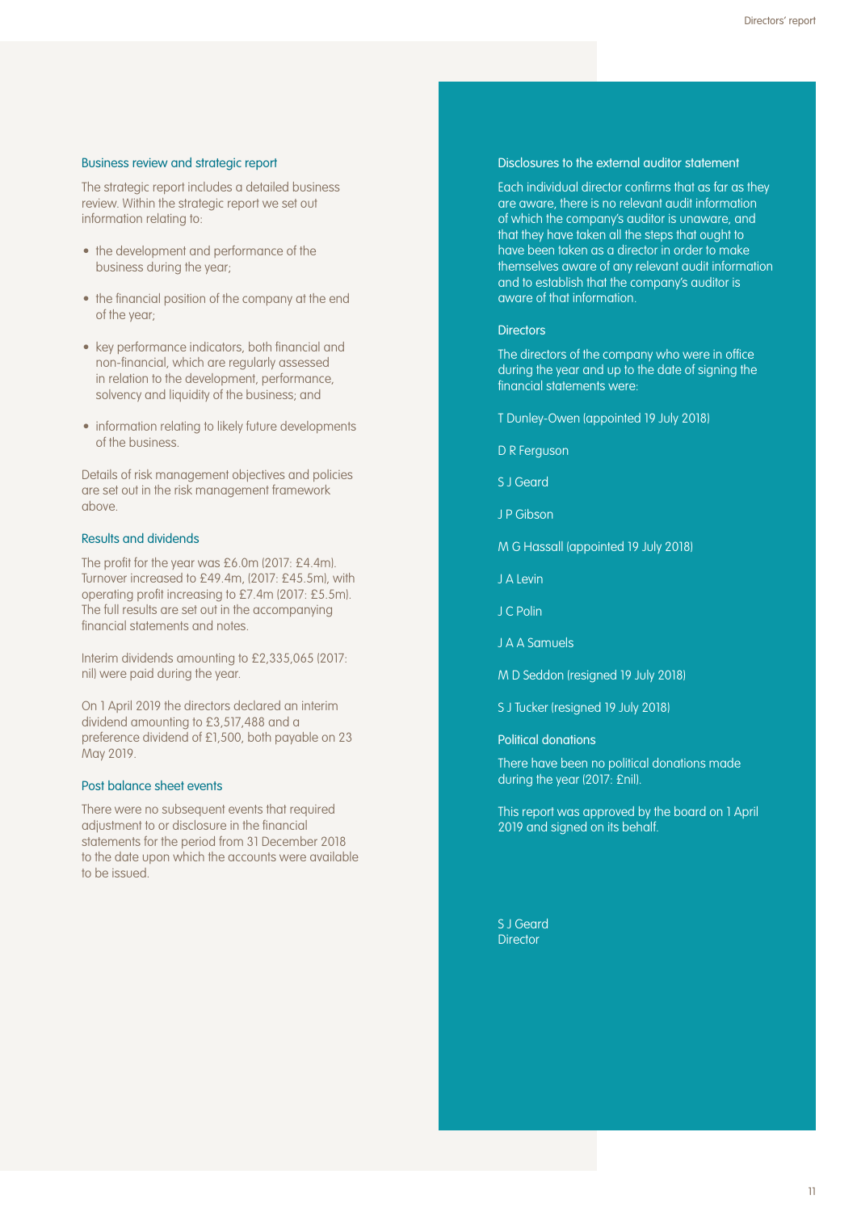### Business review and strategic report

The strategic report includes a detailed business review. Within the strategic report we set out information relating to:

- the development and performance of the business during the year;
- the financial position of the company at the end of the year;
- key performance indicators, both financial and non-financial, which are regularly assessed in relation to the development, performance, solvency and liquidity of the business; and
- information relating to likely future developments of the business.

Details of risk management objectives and policies are set out in the risk management framework above.

### Results and dividends

The profit for the year was £6.0m (2017: £4.4m). Turnover increased to £49.4m, (2017: £45.5m), with operating profit increasing to £7.4m (2017: £5.5m). The full results are set out in the accompanying financial statements and notes.

Interim dividends amounting to £2,335,065 (2017: nil) were paid during the year.

On 1 April 2019 the directors declared an interim dividend amounting to £3,517,488 and a preference dividend of £1,500, both payable on 23 May 2019.

### Post balance sheet events

There were no subsequent events that required adjustment to or disclosure in the financial statements for the period from 31 December 2018 to the date upon which the accounts were available to be issued.

### Disclosures to the external auditor statement

Each individual director confirms that as far as they are aware, there is no relevant audit information of which the company's auditor is unaware, and that they have taken all the steps that ought to have been taken as a director in order to make themselves aware of any relevant audit information and to establish that the company's auditor is aware of that information.

### Directors

The directors of the company who were in office during the year and up to the date of signing the financial statements were:

T Dunley-Owen (appointed 19 July 2018)

D R Ferguson

S J Geard

J P Gibson

M G Hassall (appointed 19 July 2018)

J A Levin

J C Polin

J A A Samuels

M D Seddon (resigned 19 July 2018)

S J Tucker (resigned 19 July 2018)

### Political donations

There have been no political donations made during the year (2017: £nil).

This report was approved by the board on 1 April 2019 and signed on its behalf.

S J Geard
Director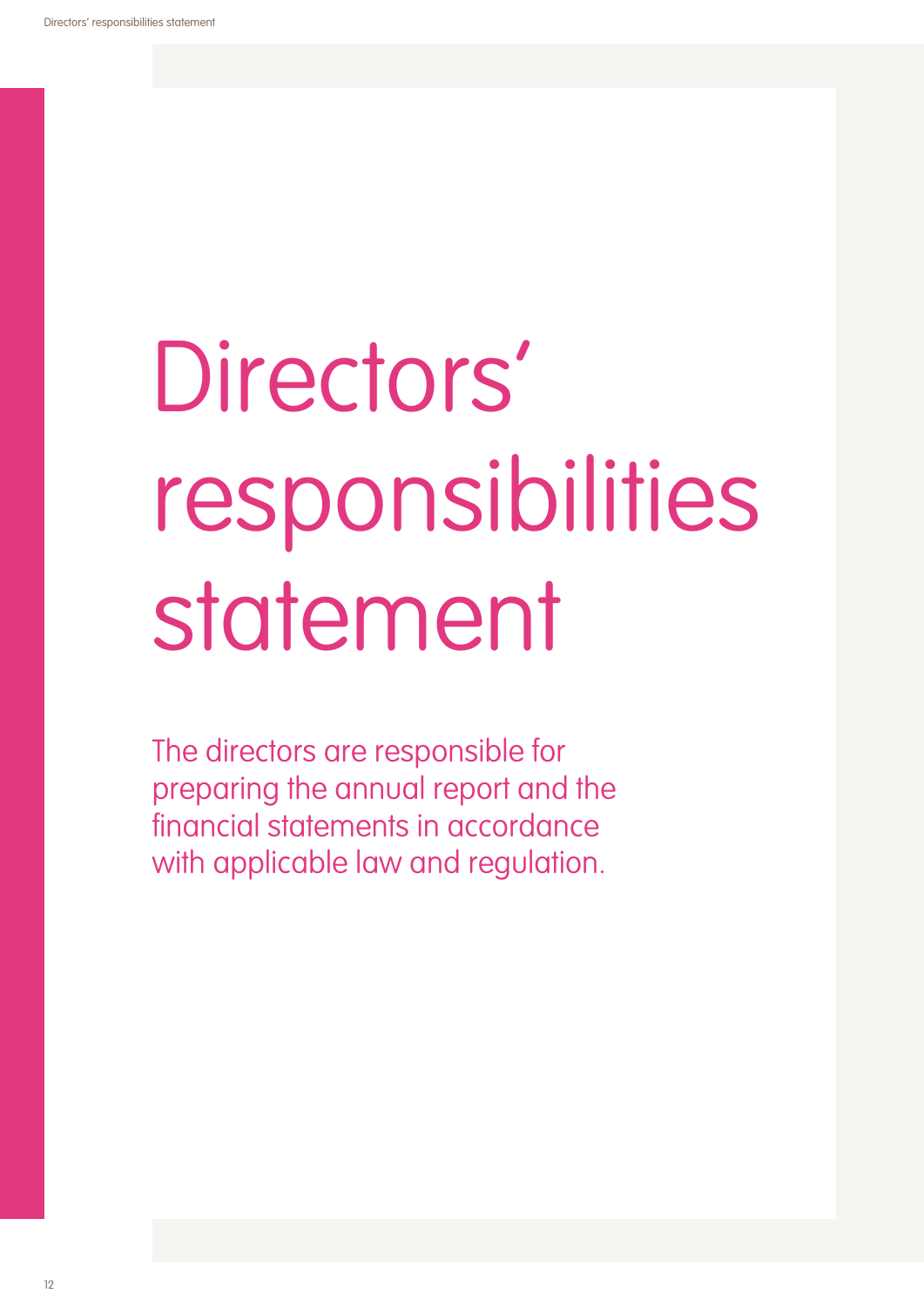# Directors' responsibilities statement

The directors are responsible for preparing the annual report and the financial statements in accordance with applicable law and regulation.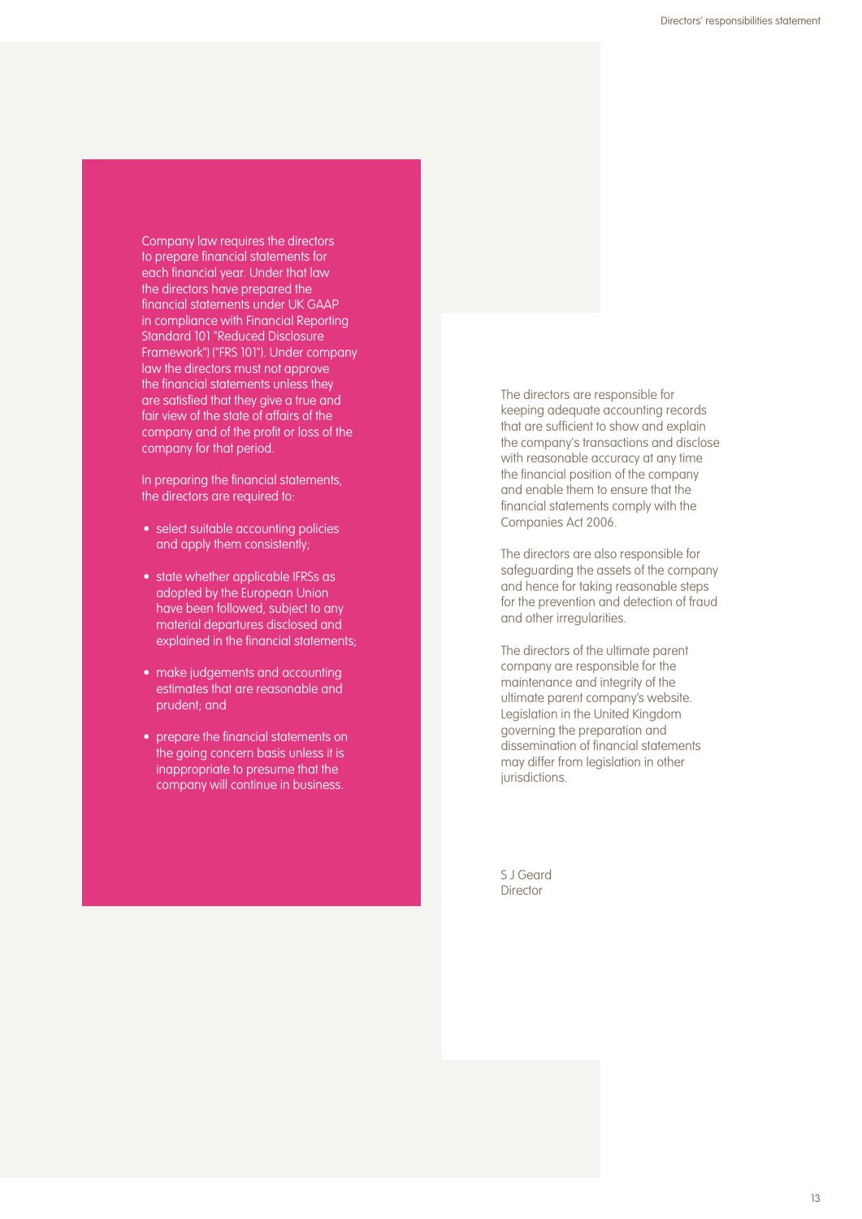Company law requires the directors to prepare financial statements for each financial year. Under that law the directors have prepared the financial statements under UK GAAP in compliance with Financial Reporting Standard 101 "Reduced Disclosure Framework") ("FRS 101"). Under company law the directors must not approve the financial statements unless they are satisfied that they give a true and fair view of the state of affairs of the company and of the profit or loss of the company for that period.

In preparing the financial statements, the directors are required to:

- select suitable accounting policies and apply them consistently;
- state whether applicable IFRSs as adopted by the European Union have been followed, subject to any material departures disclosed and explained in the financial statements;
- make judgements and accounting estimates that are reasonable and prudent; and
- prepare the financial statements on the going concern basis unless it is inappropriate to presume that the company will continue in business.

The directors are responsible for keeping adequate accounting records that are sufficient to show and explain the company's transactions and disclose with reasonable accuracy at any time the financial position of the company and enable them to ensure that the financial statements comply with the Companies Act 2006.

The directors are also responsible for safeguarding the assets of the company and hence for taking reasonable steps for the prevention and detection of fraud and other irregularities.

The directors of the ultimate parent company are responsible for the maintenance and integrity of the ultimate parent company's website. Legislation in the United Kingdom governing the preparation and dissemination of financial statements may differ from legislation in other jurisdictions.

S J Geard
Director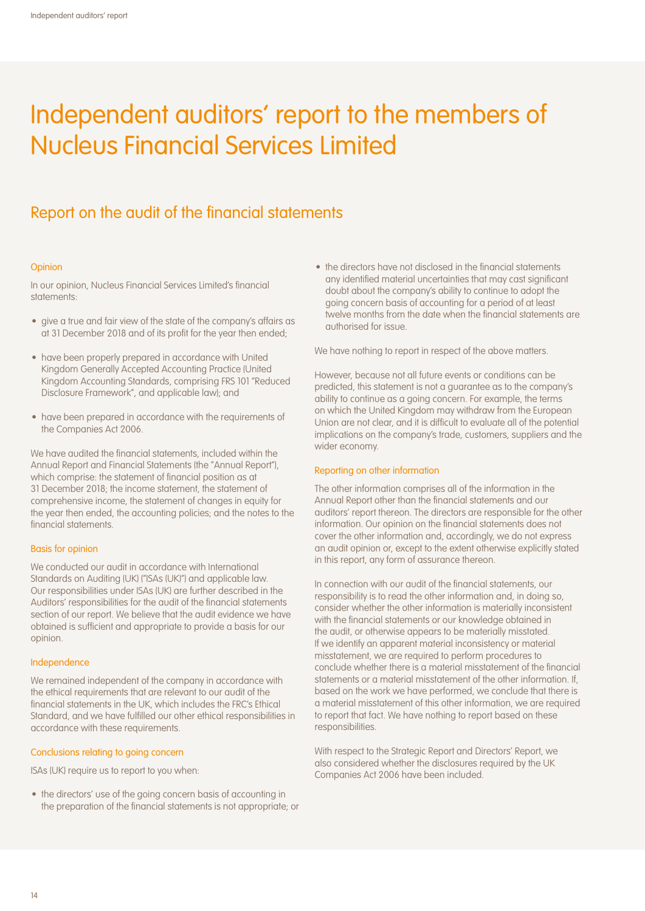# Independent auditors' report to the members of Nucleus Financial Services Limited

## Report on the audit of the financial statements

### Opinion

In our opinion, Nucleus Financial Services Limited's financial statements:

- give a true and fair view of the state of the company's affairs as at 31 December 2018 and of its profit for the year then ended;
- have been properly prepared in accordance with United Kingdom Generally Accepted Accounting Practice (United Kingdom Accounting Standards, comprising FRS 101 "Reduced Disclosure Framework", and applicable law); and
- have been prepared in accordance with the requirements of the Companies Act 2006.

We have audited the financial statements, included within the Annual Report and Financial Statements (the "Annual Report"), which comprise: the statement of financial position as at 31 December 2018; the income statement, the statement of comprehensive income, the statement of changes in equity for the year then ended, the accounting policies; and the notes to the financial statements.

### Basis for opinion

We conducted our audit in accordance with International Standards on Auditing (UK) ("ISAs (UK)") and applicable law. Our responsibilities under ISAs (UK) are further described in the Auditors' responsibilities for the audit of the financial statements section of our report. We believe that the audit evidence we have obtained is sufficient and appropriate to provide a basis for our opinion.

### Independence

We remained independent of the company in accordance with the ethical requirements that are relevant to our audit of the financial statements in the UK, which includes the FRC's Ethical Standard, and we have fulfilled our other ethical responsibilities in accordance with these requirements.

### Conclusions relating to going concern

ISAs (UK) require us to report to you when:

- the directors' use of the going concern basis of accounting in the preparation of the financial statements is not appropriate; or
- the directors have not disclosed in the financial statements any identified material uncertainties that may cast significant doubt about the company's ability to continue to adopt the going concern basis of accounting for a period of at least twelve months from the date when the financial statements are authorised for issue.

We have nothing to report in respect of the above matters.

However, because not all future events or conditions can be predicted, this statement is not a guarantee as to the company's ability to continue as a going concern. For example, the terms on which the United Kingdom may withdraw from the European Union are not clear, and it is difficult to evaluate all of the potential implications on the company's trade, customers, suppliers and the wider economy.

### Reporting on other information

The other information comprises all of the information in the Annual Report other than the financial statements and our auditors' report thereon. The directors are responsible for the other information. Our opinion on the financial statements does not cover the other information and, accordingly, we do not express an audit opinion or, except to the extent otherwise explicitly stated in this report, any form of assurance thereon.

In connection with our audit of the financial statements, our responsibility is to read the other information and, in doing so, consider whether the other information is materially inconsistent with the financial statements or our knowledge obtained in the audit, or otherwise appears to be materially misstated. If we identify an apparent material inconsistency or material misstatement, we are required to perform procedures to conclude whether there is a material misstatement of the financial statements or a material misstatement of the other information. If, based on the work we have performed, we conclude that there is a material misstatement of this other information, we are required to report that fact. We have nothing to report based on these responsibilities.

With respect to the Strategic Report and Directors' Report, we also considered whether the disclosures required by the UK Companies Act 2006 have been included.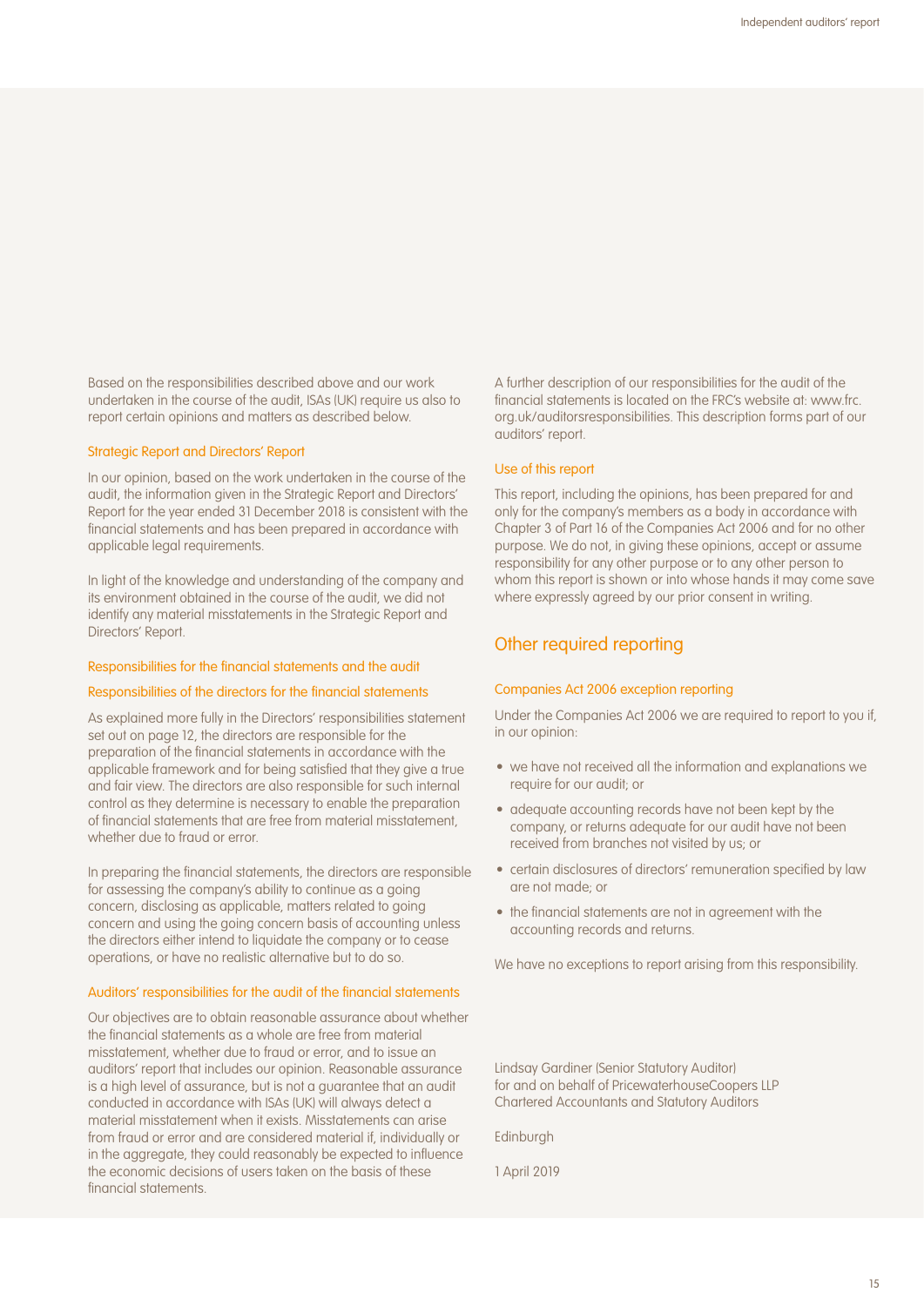Based on the responsibilities described above and our work undertaken in the course of the audit, ISAs (UK) require us also to report certain opinions and matters as described below.

### Strategic Report and Directors' Report

In our opinion, based on the work undertaken in the course of the audit, the information given in the Strategic Report and Directors' Report for the year ended 31 December 2018 is consistent with the financial statements and has been prepared in accordance with applicable legal requirements.

In light of the knowledge and understanding of the company and its environment obtained in the course of the audit, we did not identify any material misstatements in the Strategic Report and Directors' Report.

### Responsibilities for the financial statements and the audit

### Responsibilities of the directors for the financial statements

As explained more fully in the Directors' responsibilities statement set out on page 12, the directors are responsible for the preparation of the financial statements in accordance with the applicable framework and for being satisfied that they give a true and fair view. The directors are also responsible for such internal control as they determine is necessary to enable the preparation of financial statements that are free from material misstatement, whether due to fraud or error.

In preparing the financial statements, the directors are responsible for assessing the company's ability to continue as a going concern, disclosing as applicable, matters related to going concern and using the going concern basis of accounting unless the directors either intend to liquidate the company or to cease operations, or have no realistic alternative but to do so.

### Auditors' responsibilities for the audit of the financial statements

Our objectives are to obtain reasonable assurance about whether the financial statements as a whole are free from material misstatement, whether due to fraud or error, and to issue an auditors' report that includes our opinion. Reasonable assurance is a high level of assurance, but is not a guarantee that an audit conducted in accordance with ISAs (UK) will always detect a material misstatement when it exists. Misstatements can arise from fraud or error and are considered material if, individually or in the aggregate, they could reasonably be expected to influence the economic decisions of users taken on the basis of these financial statements.

A further description of our responsibilities for the audit of the financial statements is located on the FRC's website at: www.frc.org.uk/auditorsresponsibilities. This description forms part of our auditors' report.

### Use of this report

This report, including the opinions, has been prepared for and only for the company's members as a body in accordance with Chapter 3 of Part 16 of the Companies Act 2006 and for no other purpose. We do not, in giving these opinions, accept or assume responsibility for any other purpose or to any other person to whom this report is shown or into whose hands it may come save where expressly agreed by our prior consent in writing.

## Other required reporting

### Companies Act 2006 exception reporting

Under the Companies Act 2006 we are required to report to you if, in our opinion:

- we have not received all the information and explanations we require for our audit; or
- adequate accounting records have not been kept by the company, or returns adequate for our audit have not been received from branches not visited by us; or
- certain disclosures of directors' remuneration specified by law are not made; or
- the financial statements are not in agreement with the accounting records and returns.

We have no exceptions to report arising from this responsibility.

Lindsay Gardiner (Senior Statutory Auditor)
for and on behalf of PricewaterhouseCoopers LLP
Chartered Accountants and Statutory Auditors

Edinburgh

1 April 2019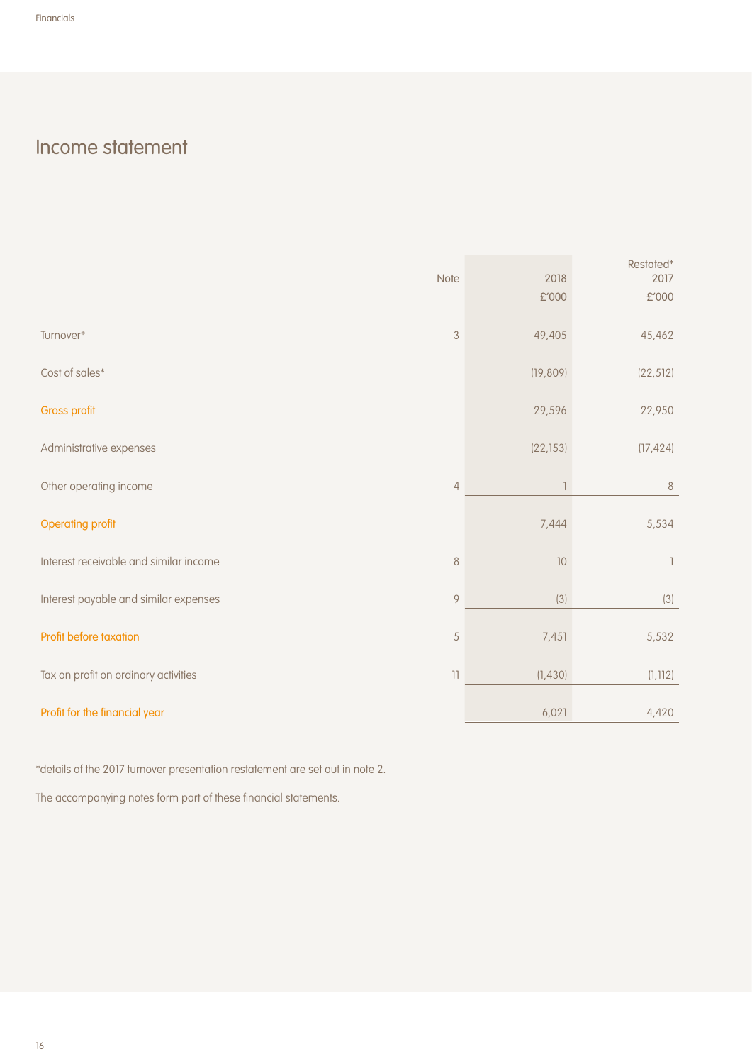# Income statement

| | Note | 2018<br>£'000 | Restated*<br>2017<br>£'000 |
|---|---|---|---|
| Turnover* | 3 | 49,405 | 45,462 |
| Cost of sales* | | (19,809) | (22,512) |
| **Gross profit** | | 29,596 | 22,950 |
| Administrative expenses | | (22,153) | (17,424) |
| Other operating income | 4 | 1 | 8 |
| **Operating profit** | | 7,444 | 5,534 |
| Interest receivable and similar income | 8 | 10 | 1 |
| Interest payable and similar expenses | 9 | (3) | (3) |
| **Profit before taxation** | 5 | 7,451 | 5,532 |
| Tax on profit on ordinary activities | 11 | (1,430) | (1,112) |
| **Profit for the financial year** | | 6,021 | 4,420 |

*details of the 2017 turnover presentation restatement are set out in note 2.

The accompanying notes form part of these financial statements.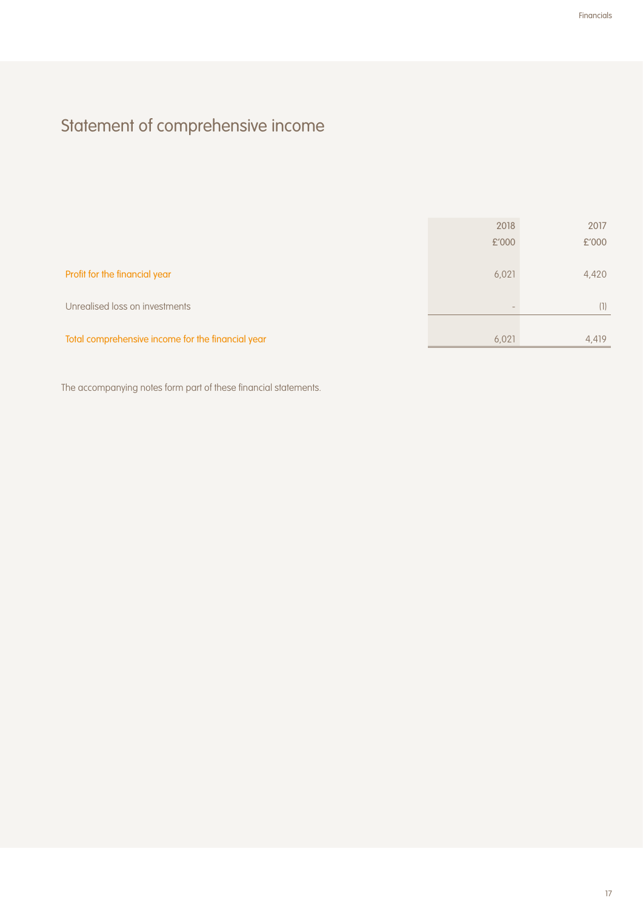# Statement of comprehensive income

| | 2018<br>£'000 | 2017<br>£'000 |
|---|---|---|
| Profit for the financial year | 6,021 | 4,420 |
| Unrealised loss on investments | - | (1) |
| Total comprehensive income for the financial year | 6,021 | 4,419 |

The accompanying notes form part of these financial statements.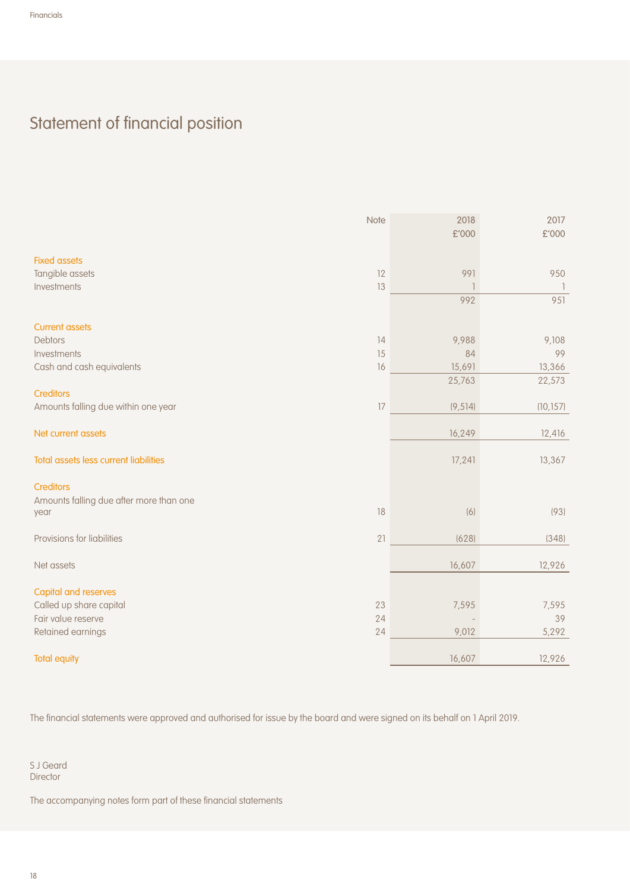# Statement of financial position

| | Note | 2018 £'000 | 2017 £'000 |
|---|---|---|---|
| **Fixed assets** | | | |
| Tangible assets | 12 | 991 | 950 |
| Investments | 13 | 1 | 1 |
| | | 992 | 951 |
| **Current assets** | | | |
| Debtors | 14 | 9,988 | 9,108 |
| Investments | 15 | 84 | 99 |
| Cash and cash equivalents | 16 | 15,691 | 13,366 |
| | | 25,763 | 22,573 |
| **Creditors** | | | |
| Amounts falling due within one year | 17 | (9,514) | (10,157) |
| **Net current assets** | | 16,249 | 12,416 |
| **Total assets less current liabilities** | | 17,241 | 13,367 |
| **Creditors** | | | |
| Amounts falling due after more than one year | 18 | (6) | (93) |
| Provisions for liabilities | 21 | (628) | (348) |
| Net assets | | 16,607 | 12,926 |
| **Capital and reserves** | | | |
| Called up share capital | 23 | 7,595 | 7,595 |
| Fair value reserve | 24 | - | 39 |
| Retained earnings | 24 | 9,012 | 5,292 |
| **Total equity** | | 16,607 | 12,926 |

The financial statements were approved and authorised for issue by the board and were signed on its behalf on 1 April 2019.

S J Geard
Director

The accompanying notes form part of these financial statements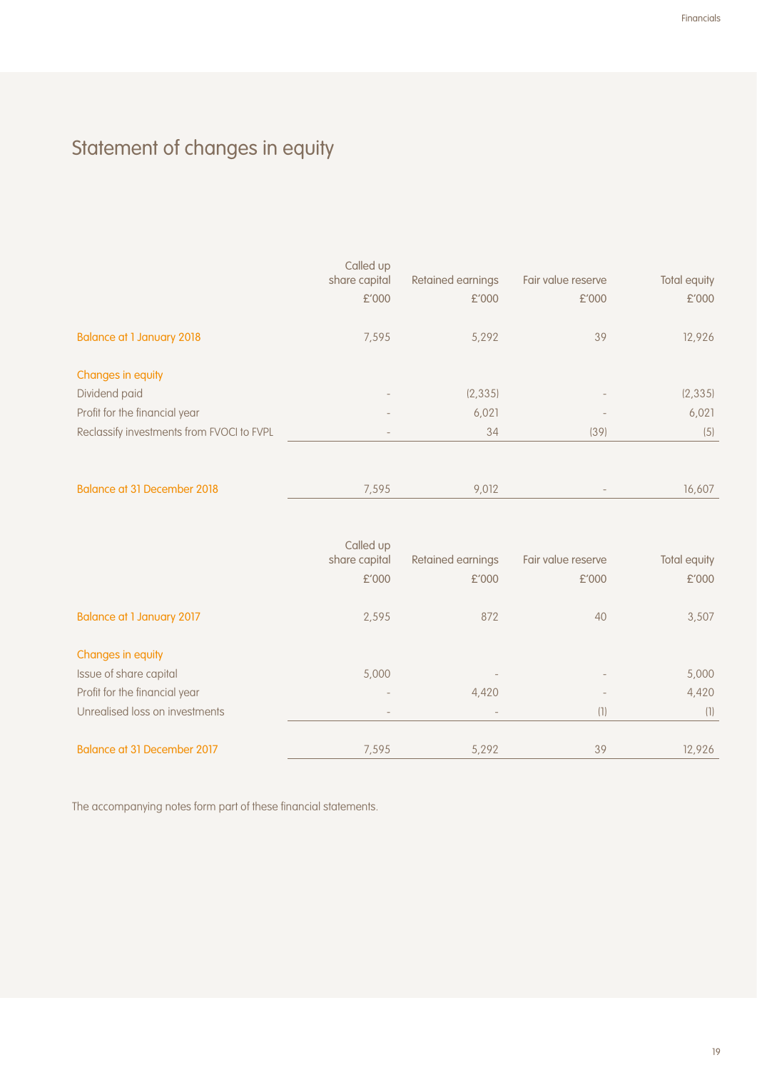# Statement of changes in equity

| | Called up share capital £'000 | Retained earnings £'000 | Fair value reserve £'000 | Total equity £'000 |
|---|---|---|---|---|
| Balance at 1 January 2018 | 7,595 | 5,292 | 39 | 12,926 |
| Changes in equity | | | | |
| Dividend paid | - | (2,335) | - | (2,335) |
| Profit for the financial year | - | 6,021 | - | 6,021 |
| Reclassify investments from FVOCI to FVPL | - | 34 | (39) | (5) |
| Balance at 31 December 2018 | 7,595 | 9,012 | - | 16,607 |

| | Called up share capital £'000 | Retained earnings £'000 | Fair value reserve £'000 | Total equity £'000 |
|---|---|---|---|---|
| Balance at 1 January 2017 | 2,595 | 872 | 40 | 3,507 |
| Changes in equity | | | | |
| Issue of share capital | 5,000 | - | - | 5,000 |
| Profit for the financial year | - | 4,420 | - | 4,420 |
| Unrealised loss on investments | - | - | (1) | (1) |
| Balance at 31 December 2017 | 7,595 | 5,292 | 39 | 12,926 |

The accompanying notes form part of these financial statements.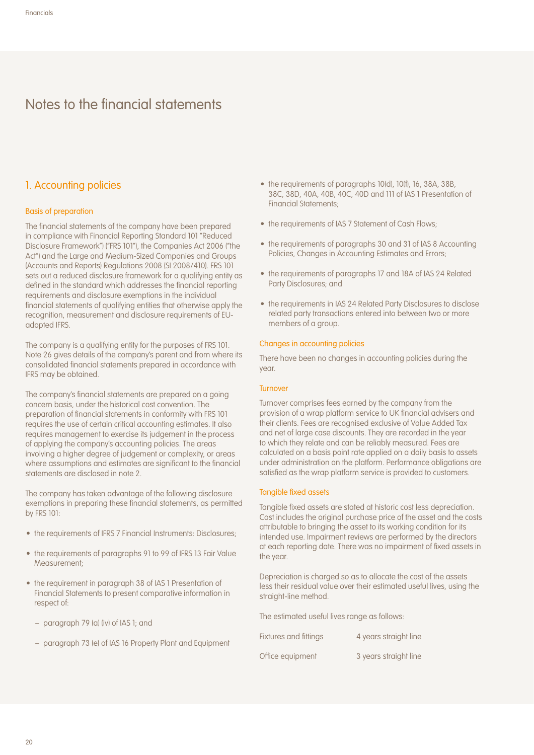# Notes to the financial statements

## 1. Accounting policies

### Basis of preparation

The financial statements of the company have been prepared in compliance with Financial Reporting Standard 101 "Reduced Disclosure Framework") ("FRS 101"), the Companies Act 2006 ("the Act") and the Large and Medium-Sized Companies and Groups (Accounts and Reports) Regulations 2008 (SI 2008/410). FRS 101 sets out a reduced disclosure framework for a qualifying entity as defined in the standard which addresses the financial reporting requirements and disclosure exemptions in the individual financial statements of qualifying entities that otherwise apply the recognition, measurement and disclosure requirements of EU-adopted IFRS.

The company is a qualifying entity for the purposes of FRS 101. Note 26 gives details of the company's parent and from where its consolidated financial statements prepared in accordance with IFRS may be obtained.

The company's financial statements are prepared on a going concern basis, under the historical cost convention. The preparation of financial statements in conformity with FRS 101 requires the use of certain critical accounting estimates. It also requires management to exercise its judgement in the process of applying the company's accounting policies. The areas involving a higher degree of judgement or complexity, or areas where assumptions and estimates are significant to the financial statements are disclosed in note 2.

The company has taken advantage of the following disclosure exemptions in preparing these financial statements, as permitted by FRS 101:

- the requirements of IFRS 7 Financial Instruments: Disclosures;
- the requirements of paragraphs 91 to 99 of IFRS 13 Fair Value Measurement;
- the requirement in paragraph 38 of IAS 1 Presentation of Financial Statements to present comparative information in respect of:
  - paragraph 79 (a) (iv) of IAS 1; and
  - paragraph 73 (e) of IAS 16 Property Plant and Equipment
- the requirements of paragraphs 10(d), 10(f), 16, 38A, 38B, 38C, 38D, 40A, 40B, 40C, 40D and 111 of IAS 1 Presentation of Financial Statements;
- the requirements of IAS 7 Statement of Cash Flows;
- the requirements of paragraphs 30 and 31 of IAS 8 Accounting Policies, Changes in Accounting Estimates and Errors;
- the requirements of paragraphs 17 and 18A of IAS 24 Related Party Disclosures; and
- the requirements in IAS 24 Related Party Disclosures to disclose related party transactions entered into between two or more members of a group.

### Changes in accounting policies

There have been no changes in accounting policies during the year.

### Turnover

Turnover comprises fees earned by the company from the provision of a wrap platform service to UK financial advisers and their clients. Fees are recognised exclusive of Value Added Tax and net of large case discounts. They are recorded in the year to which they relate and can be reliably measured. Fees are calculated on a basis point rate applied on a daily basis to assets under administration on the platform. Performance obligations are satisfied as the wrap platform service is provided to customers.

### Tangible fixed assets

Tangible fixed assets are stated at historic cost less depreciation. Cost includes the original purchase price of the asset and the costs attributable to bringing the asset to its working condition for its intended use. Impairment reviews are performed by the directors at each reporting date. There was no impairment of fixed assets in the year.

Depreciation is charged so as to allocate the cost of the assets less their residual value over their estimated useful lives, using the straight-line method.

The estimated useful lives range as follows:

| | |
|---|---|
| Fixtures and fittings | 4 years straight line |
| Office equipment | 3 years straight line |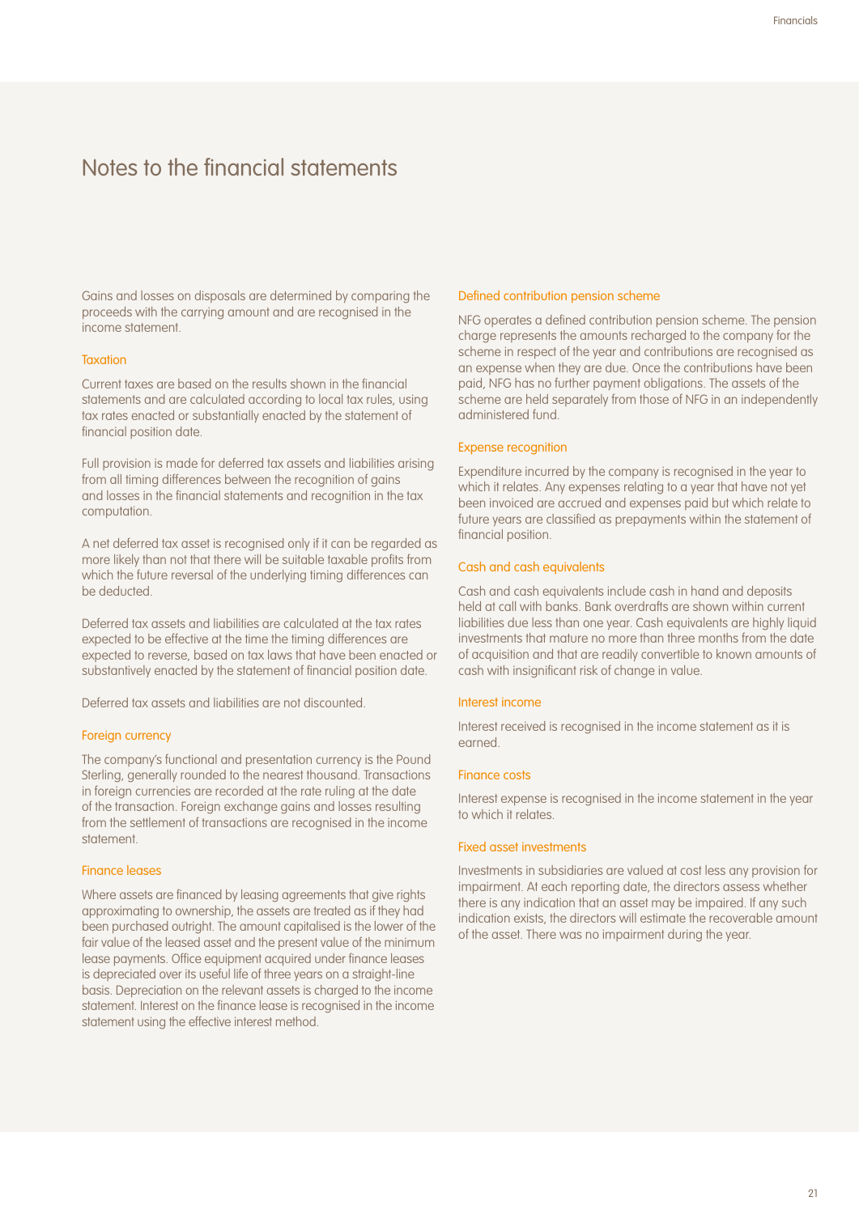# Notes to the financial statements

Gains and losses on disposals are determined by comparing the proceeds with the carrying amount and are recognised in the income statement.

### Taxation

Current taxes are based on the results shown in the financial statements and are calculated according to local tax rules, using tax rates enacted or substantially enacted by the statement of financial position date.

Full provision is made for deferred tax assets and liabilities arising from all timing differences between the recognition of gains and losses in the financial statements and recognition in the tax computation.

A net deferred tax asset is recognised only if it can be regarded as more likely than not that there will be suitable taxable profits from which the future reversal of the underlying timing differences can be deducted.

Deferred tax assets and liabilities are calculated at the tax rates expected to be effective at the time the timing differences are expected to reverse, based on tax laws that have been enacted or substantively enacted by the statement of financial position date.

Deferred tax assets and liabilities are not discounted.

### Foreign currency

The company's functional and presentation currency is the Pound Sterling, generally rounded to the nearest thousand. Transactions in foreign currencies are recorded at the rate ruling at the date of the transaction. Foreign exchange gains and losses resulting from the settlement of transactions are recognised in the income statement.

### Finance leases

Where assets are financed by leasing agreements that give rights approximating to ownership, the assets are treated as if they had been purchased outright. The amount capitalised is the lower of the fair value of the leased asset and the present value of the minimum lease payments. Office equipment acquired under finance leases is depreciated over its useful life of three years on a straight-line basis. Depreciation on the relevant assets is charged to the income statement. Interest on the finance lease is recognised in the income statement using the effective interest method.

### Defined contribution pension scheme

NFG operates a defined contribution pension scheme. The pension charge represents the amounts recharged to the company for the scheme in respect of the year and contributions are recognised as an expense when they are due. Once the contributions have been paid, NFG has no further payment obligations. The assets of the scheme are held separately from those of NFG in an independently administered fund.

### Expense recognition

Expenditure incurred by the company is recognised in the year to which it relates. Any expenses relating to a year that have not yet been invoiced are accrued and expenses paid but which relate to future years are classified as prepayments within the statement of financial position.

### Cash and cash equivalents

Cash and cash equivalents include cash in hand and deposits held at call with banks. Bank overdrafts are shown within current liabilities due less than one year. Cash equivalents are highly liquid investments that mature no more than three months from the date of acquisition and that are readily convertible to known amounts of cash with insignificant risk of change in value.

### Interest income

Interest received is recognised in the income statement as it is earned.

### Finance costs

Interest expense is recognised in the income statement in the year to which it relates.

### Fixed asset investments

Investments in subsidiaries are valued at cost less any provision for impairment. At each reporting date, the directors assess whether there is any indication that an asset may be impaired. If any such indication exists, the directors will estimate the recoverable amount of the asset. There was no impairment during the year.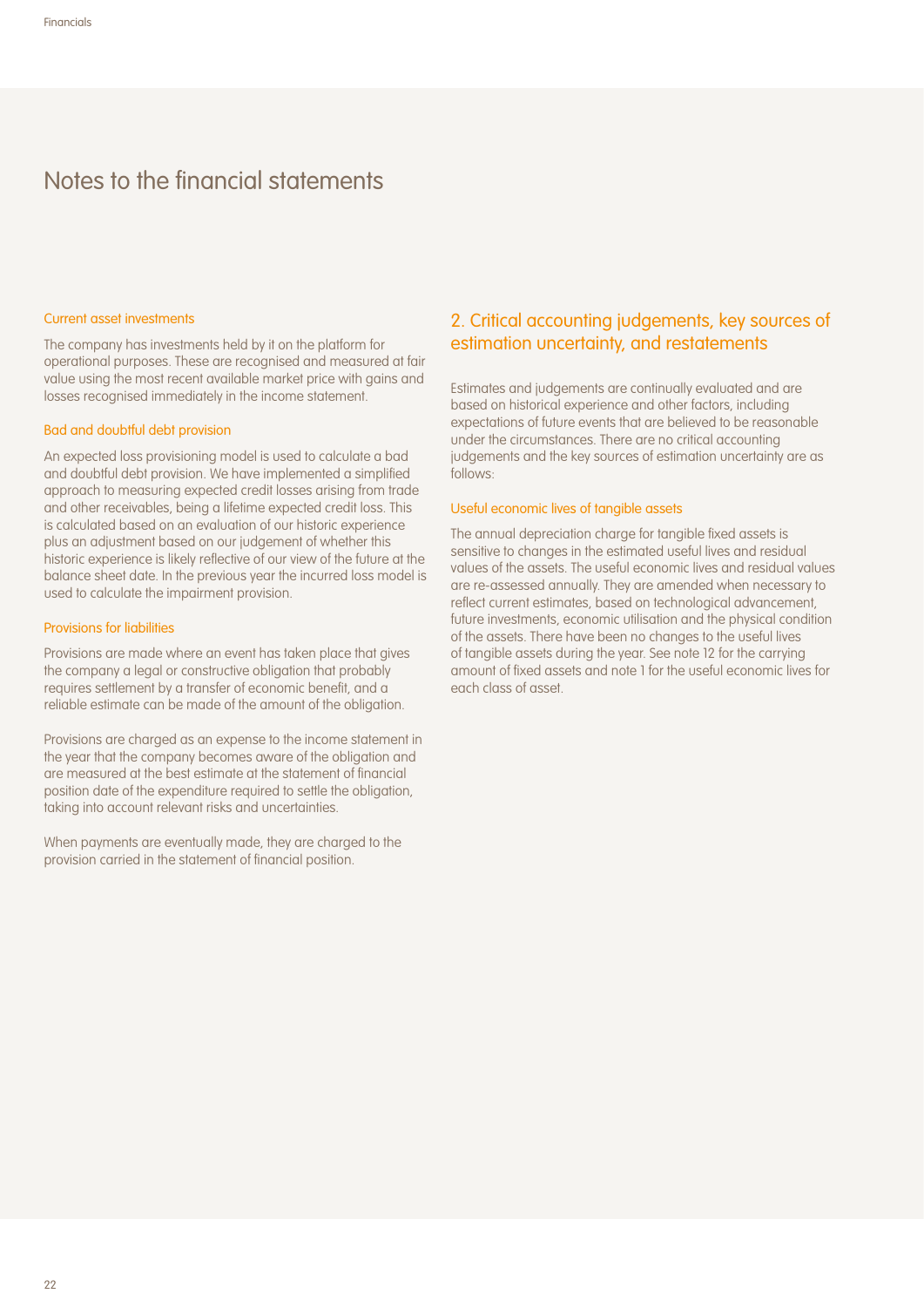# Notes to the financial statements

### Current asset investments

The company has investments held by it on the platform for operational purposes. These are recognised and measured at fair value using the most recent available market price with gains and losses recognised immediately in the income statement.

### Bad and doubtful debt provision

An expected loss provisioning model is used to calculate a bad and doubtful debt provision. We have implemented a simplified approach to measuring expected credit losses arising from trade and other receivables, being a lifetime expected credit loss. This is calculated based on an evaluation of our historic experience plus an adjustment based on our judgement of whether this historic experience is likely reflective of our view of the future at the balance sheet date. In the previous year the incurred loss model is used to calculate the impairment provision.

### Provisions for liabilities

Provisions are made where an event has taken place that gives the company a legal or constructive obligation that probably requires settlement by a transfer of economic benefit, and a reliable estimate can be made of the amount of the obligation.

Provisions are charged as an expense to the income statement in the year that the company becomes aware of the obligation and are measured at the best estimate at the statement of financial position date of the expenditure required to settle the obligation, taking into account relevant risks and uncertainties.

When payments are eventually made, they are charged to the provision carried in the statement of financial position.

## 2. Critical accounting judgements, key sources of estimation uncertainty, and restatements

Estimates and judgements are continually evaluated and are based on historical experience and other factors, including expectations of future events that are believed to be reasonable under the circumstances. There are no critical accounting judgements and the key sources of estimation uncertainty are as follows:

### Useful economic lives of tangible assets

The annual depreciation charge for tangible fixed assets is sensitive to changes in the estimated useful lives and residual values of the assets. The useful economic lives and residual values are re-assessed annually. They are amended when necessary to reflect current estimates, based on technological advancement, future investments, economic utilisation and the physical condition of the assets. There have been no changes to the useful lives of tangible assets during the year. See note 12 for the carrying amount of fixed assets and note 1 for the useful economic lives for each class of asset.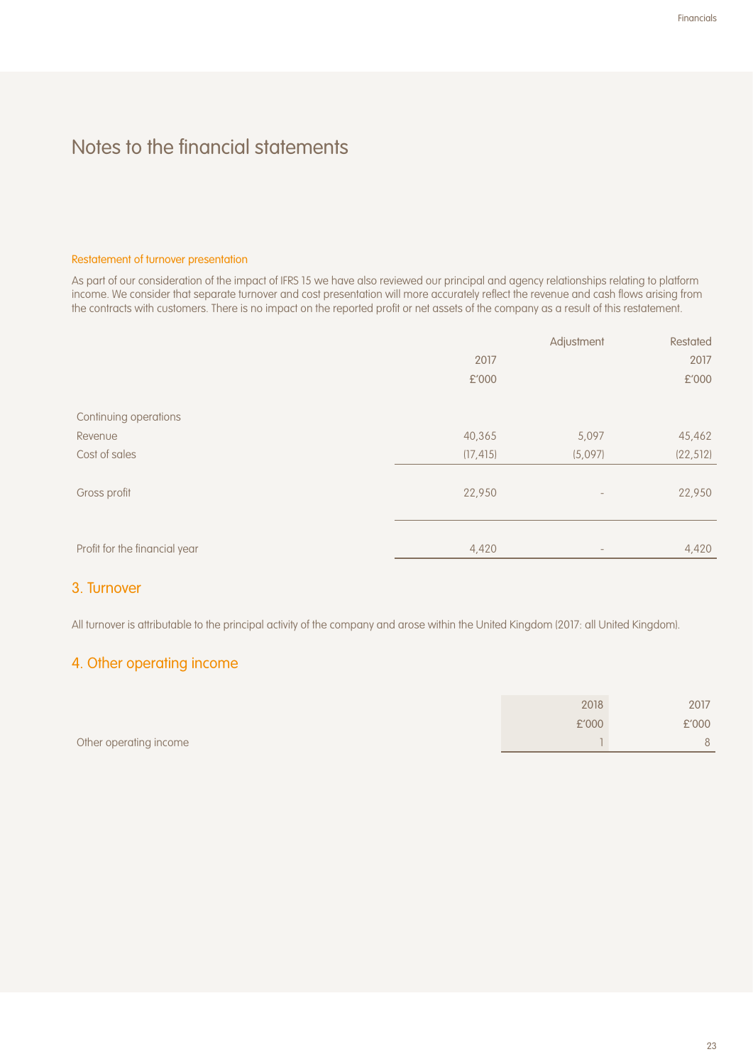# Notes to the financial statements

### Restatement of turnover presentation

As part of our consideration of the impact of IFRS 15 we have also reviewed our principal and agency relationships relating to platform income. We consider that separate turnover and cost presentation will more accurately reflect the revenue and cash flows arising from the contracts with customers. There is no impact on the reported profit or net assets of the company as a result of this restatement.

| | 2017 £'000 | Adjustment | Restated 2017 £'000 |
|---|---|---|---|
| Continuing operations | | | |
| Revenue | 40,365 | 5,097 | 45,462 |
| Cost of sales | (17,415) | (5,097) | (22,512) |
| Gross profit | 22,950 | - | 22,950 |
| Profit for the financial year | 4,420 | - | 4,420 |

## 3. Turnover

All turnover is attributable to the principal activity of the company and arose within the United Kingdom (2017: all United Kingdom).

## 4. Other operating income

| | 2018 £'000 | 2017 £'000 |
|---|---|---|
| Other operating income | 1 | 8 |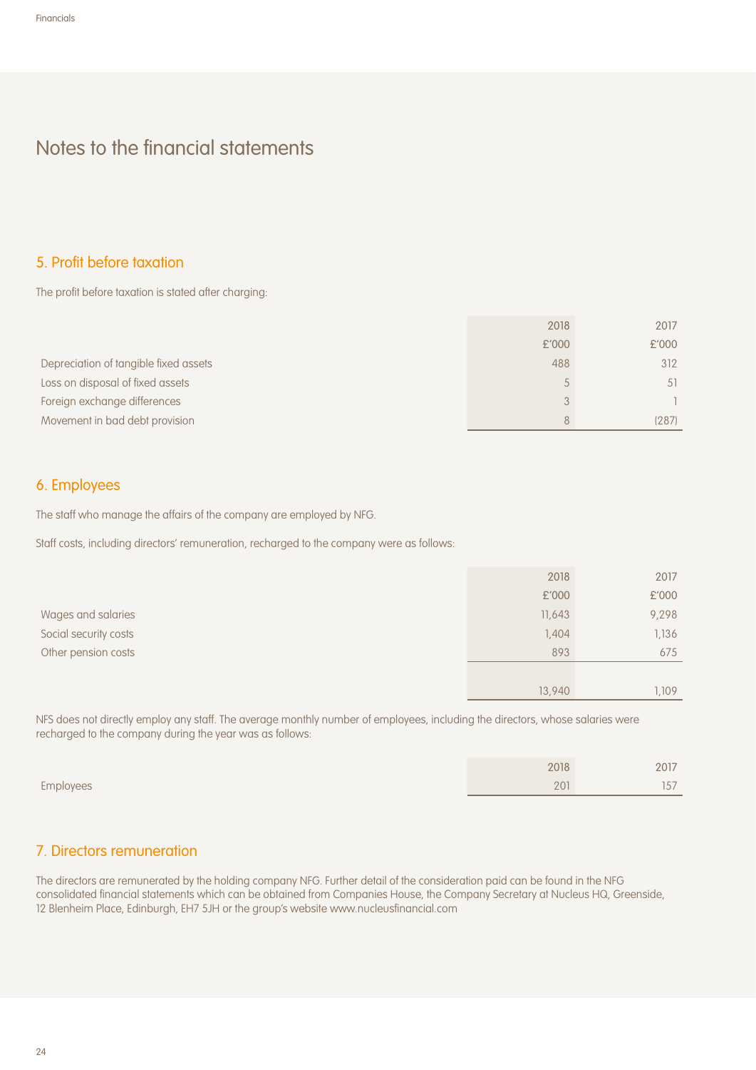# Notes to the financial statements

## 5. Profit before taxation

The profit before taxation is stated after charging:

| | 2018 | 2017 |
|---|---|---|
| | £'000 | £'000 |
| Depreciation of tangible fixed assets | 488 | 312 |
| Loss on disposal of fixed assets | 5 | 51 |
| Foreign exchange differences | 3 | 1 |
| Movement in bad debt provision | 8 | (287) |

## 6. Employees

The staff who manage the affairs of the company are employed by NFG.

Staff costs, including directors' remuneration, recharged to the company were as follows:

| | 2018 | 2017 |
|---|---|---|
| | £'000 | £'000 |
| Wages and salaries | 11,643 | 9,298 |
| Social security costs | 1,404 | 1,136 |
| Other pension costs | 893 | 675 |
| | 13,940 | 1,109 |

NFS does not directly employ any staff. The average monthly number of employees, including the directors, whose salaries were recharged to the company during the year was as follows:

| | 2018 | 2017 |
|---|---|---|
| Employees | 201 | 157 |

## 7. Directors remuneration

The directors are remunerated by the holding company NFG. Further detail of the consideration paid can be found in the NFG consolidated financial statements which can be obtained from Companies House, the Company Secretary at Nucleus HQ, Greenside, 12 Blenheim Place, Edinburgh, EH7 5JH or the group's website www.nucleusfinancial.com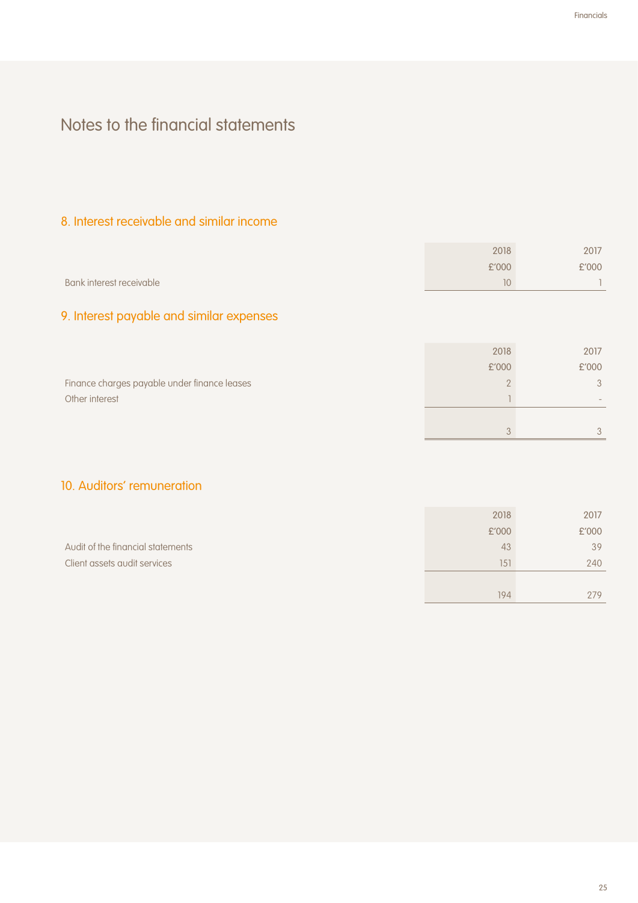# Notes to the financial statements

## 8. Interest receivable and similar income

| | 2018<br>£'000 | 2017<br>£'000 |
|---|---|---|
| Bank interest receivable | 10 | 1 |

## 9. Interest payable and similar expenses

| | 2018<br>£'000 | 2017<br>£'000 |
|---|---|---|
| Finance charges payable under finance leases | 2 | 3 |
| Other interest | 1 | - |
| | 3 | 3 |

## 10. Auditors' remuneration

| | 2018<br>£'000 | 2017<br>£'000 |
|---|---|---|
| Audit of the financial statements | 43 | 39 |
| Client assets audit services | 151 | 240 |
| | 194 | 279 |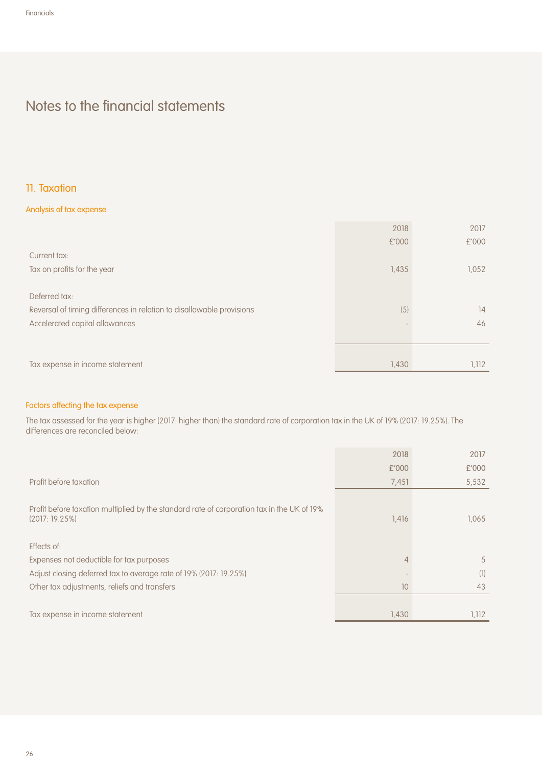# Notes to the financial statements

## 11. Taxation

### Analysis of tax expense

| | 2018<br>£'000 | 2017<br>£'000 |
|---|---|---|
| Current tax: | | |
| Tax on profits for the year | 1,435 | 1,052 |
| | | |
| Deferred tax: | | |
| Reversal of timing differences in relation to disallowable provisions | (5) | 14 |
| Accelerated capital allowances | - | 46 |
| | | |
| Tax expense in income statement | 1,430 | 1,112 |

### Factors affecting the tax expense

The tax assessed for the year is higher (2017: higher than) the standard rate of corporation tax in the UK of 19% (2017: 19.25%). The differences are reconciled below:

| | 2018<br>£'000 | 2017<br>£'000 |
|---|---|---|
| Profit before taxation | 7,451 | 5,532 |
| | | |
| Profit before taxation multiplied by the standard rate of corporation tax in the UK of 19% (2017: 19.25%) | 1,416 | 1,065 |
| | | |
| Effects of: | | |
| Expenses not deductible for tax purposes | 4 | 5 |
| Adjust closing deferred tax to average rate of 19% (2017: 19.25%) | - | (1) |
| Other tax adjustments, reliefs and transfers | 10 | 43 |
| | | |
| Tax expense in income statement | 1,430 | 1,112 |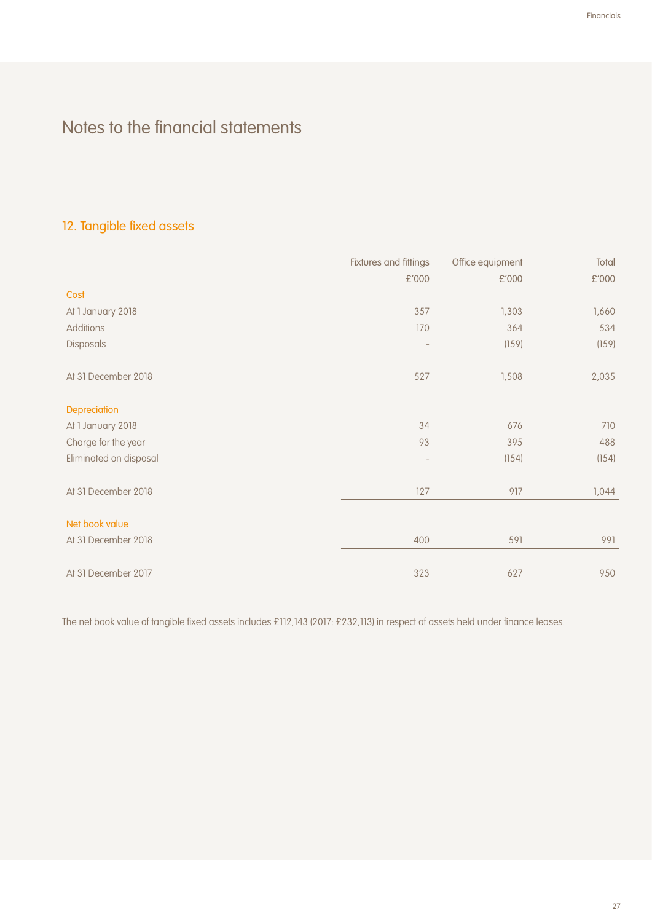# Notes to the financial statements

## 12. Tangible fixed assets

| | Fixtures and fittings | Office equipment | Total |
|---|---|---|---|
| | £'000 | £'000 | £'000 |
| **Cost** | | | |
| At 1 January 2018 | 357 | 1,303 | 1,660 |
| Additions | 170 | 364 | 534 |
| Disposals | - | (159) | (159) |
| At 31 December 2018 | 527 | 1,508 | 2,035 |
| **Depreciation** | | | |
| At 1 January 2018 | 34 | 676 | 710 |
| Charge for the year | 93 | 395 | 488 |
| Eliminated on disposal | - | (154) | (154) |
| At 31 December 2018 | 127 | 917 | 1,044 |
| **Net book value** | | | |
| At 31 December 2018 | 400 | 591 | 991 |
| At 31 December 2017 | 323 | 627 | 950 |

The net book value of tangible fixed assets includes £112,143 (2017: £232,113) in respect of assets held under finance leases.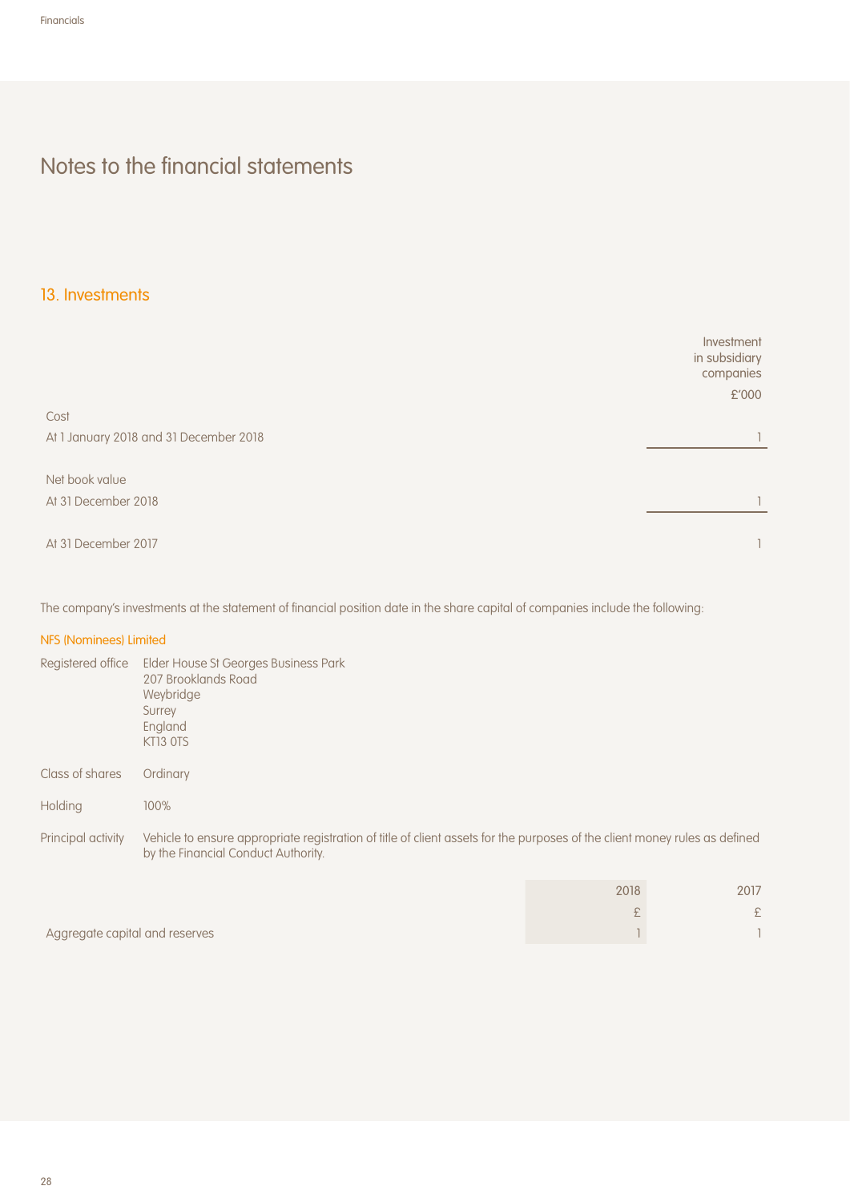# Notes to the financial statements

## 13. Investments

| | Investment in subsidiary companies |
|---|---|
| | £'000 |
| Cost | |
| At 1 January 2018 and 31 December 2018 | 1 |
| Net book value | |
| At 31 December 2018 | 1 |
| At 31 December 2017 | 1 |

The company's investments at the statement of financial position date in the share capital of companies include the following:

### NFS (Nominees) Limited

Registered office: Elder House St Georges Business Park
207 Brooklands Road
Weybridge
Surrey
England
KT13 0TS

Class of shares: Ordinary

Holding: 100%

Principal activity: Vehicle to ensure appropriate registration of title of client assets for the purposes of the client money rules as defined by the Financial Conduct Authority.

| | 2018 | 2017 |
|---|---|---|
| | £ | £ |
| Aggregate capital and reserves | 1 | 1 |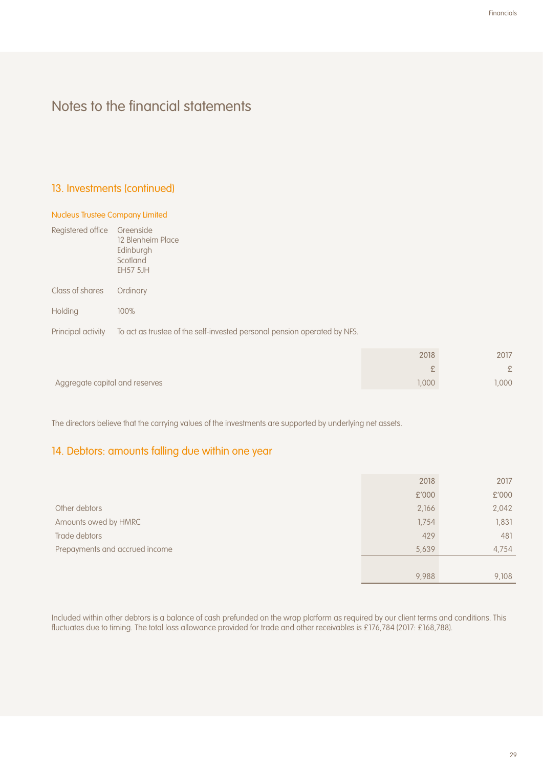# Notes to the financial statements

## 13. Investments (continued)

### Nucleus Trustee Company Limited

| | |
|---|---|
| Registered office | Greenside<br>12 Blenheim Place<br>Edinburgh<br>Scotland<br>EH57 5JH |
| Class of shares | Ordinary |
| Holding | 100% |
| Principal activity | To act as trustee of the self-invested personal pension operated by NFS. |

| | 2018 | 2017 |
|---|---|---|
| | £ | £ |
| Aggregate capital and reserves | 1,000 | 1,000 |

The directors believe that the carrying values of the investments are supported by underlying net assets.

## 14. Debtors: amounts falling due within one year

| | 2018 | 2017 |
|---|---|---|
| | £'000 | £'000 |
| Other debtors | 2,166 | 2,042 |
| Amounts owed by HMRC | 1,754 | 1,831 |
| Trade debtors | 429 | 481 |
| Prepayments and accrued income | 5,639 | 4,754 |
| | 9,988 | 9,108 |

Included within other debtors is a balance of cash prefunded on the wrap platform as required by our client terms and conditions. This fluctuates due to timing. The total loss allowance provided for trade and other receivables is £176,784 (2017: £168,788).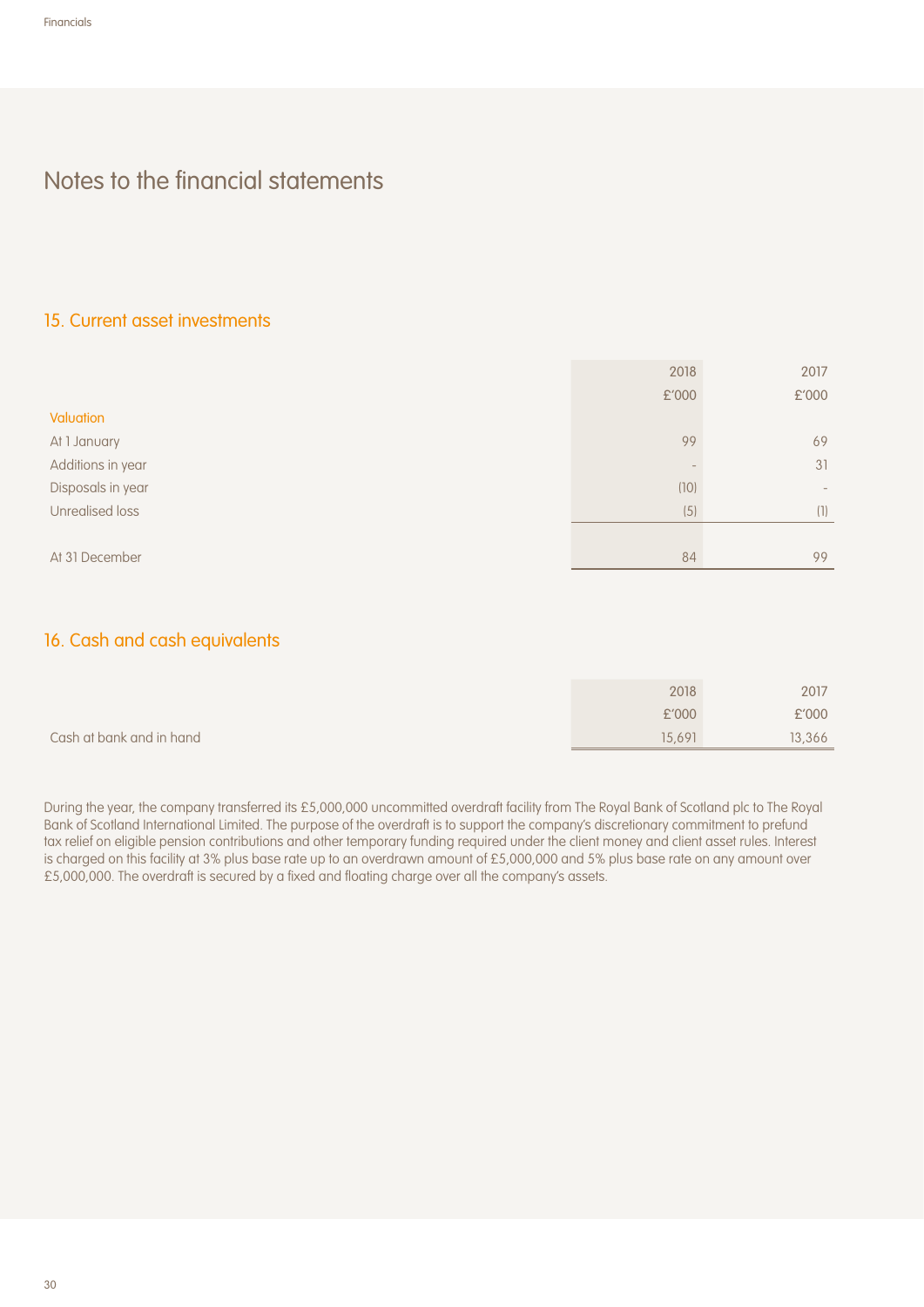# Notes to the financial statements

## 15. Current asset investments

| | 2018 | 2017 |
|---|---|---|
| | £'000 | £'000 |
| **Valuation** | | |
| At 1 January | 99 | 69 |
| Additions in year | - | 31 |
| Disposals in year | (10) | - |
| Unrealised loss | (5) | (1) |
| At 31 December | 84 | 99 |

## 16. Cash and cash equivalents

| | 2018 | 2017 |
|---|---|---|
| | £'000 | £'000 |
| Cash at bank and in hand | 15,691 | 13,366 |

During the year, the company transferred its £5,000,000 uncommitted overdraft facility from The Royal Bank of Scotland plc to The Royal Bank of Scotland International Limited. The purpose of the overdraft is to support the company's discretionary commitment to prefund tax relief on eligible pension contributions and other temporary funding required under the client money and client asset rules. Interest is charged on this facility at 3% plus base rate up to an overdrawn amount of £5,000,000 and 5% plus base rate on any amount over £5,000,000. The overdraft is secured by a fixed and floating charge over all the company's assets.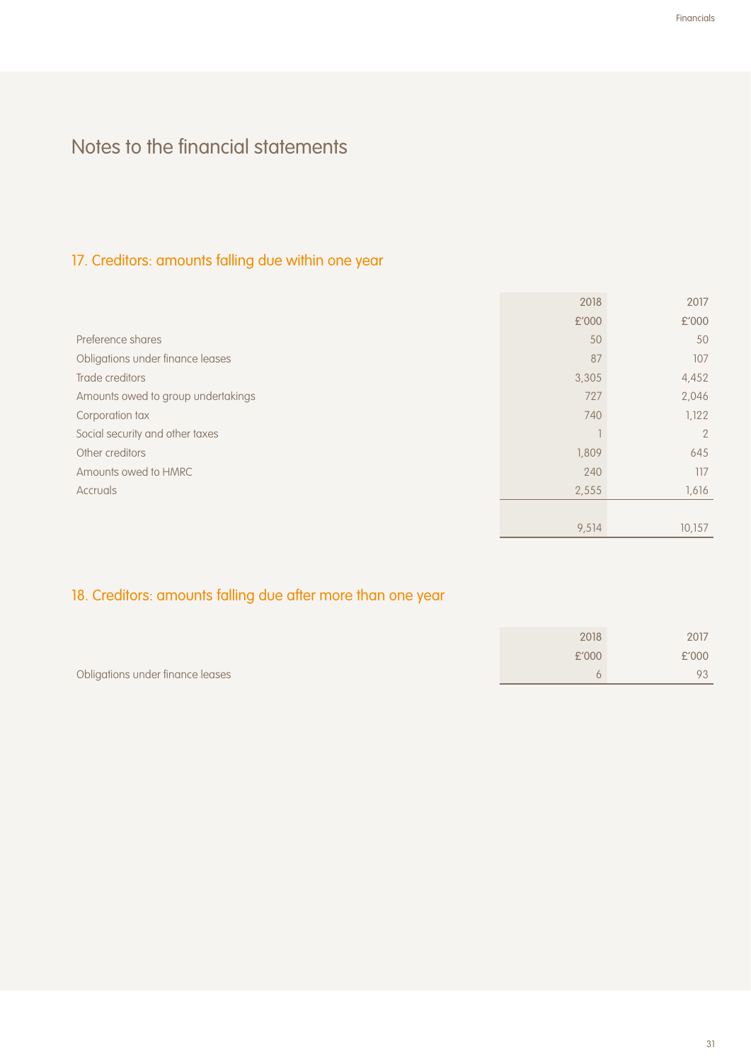# Notes to the financial statements

## 17. Creditors: amounts falling due within one year

| | 2018 | 2017 |
|---|---|---|
| | £'000 | £'000 |
| Preference shares | 50 | 50 |
| Obligations under finance leases | 87 | 107 |
| Trade creditors | 3,305 | 4,452 |
| Amounts owed to group undertakings | 727 | 2,046 |
| Corporation tax | 740 | 1,122 |
| Social security and other taxes | 1 | 2 |
| Other creditors | 1,809 | 645 |
| Amounts owed to HMRC | 240 | 117 |
| Accruals | 2,555 | 1,616 |
| | 9,514 | 10,157 |

## 18. Creditors: amounts falling due after more than one year

| | 2018 | 2017 |
|---|---|---|
| | £'000 | £'000 |
| Obligations under finance leases | 6 | 93 |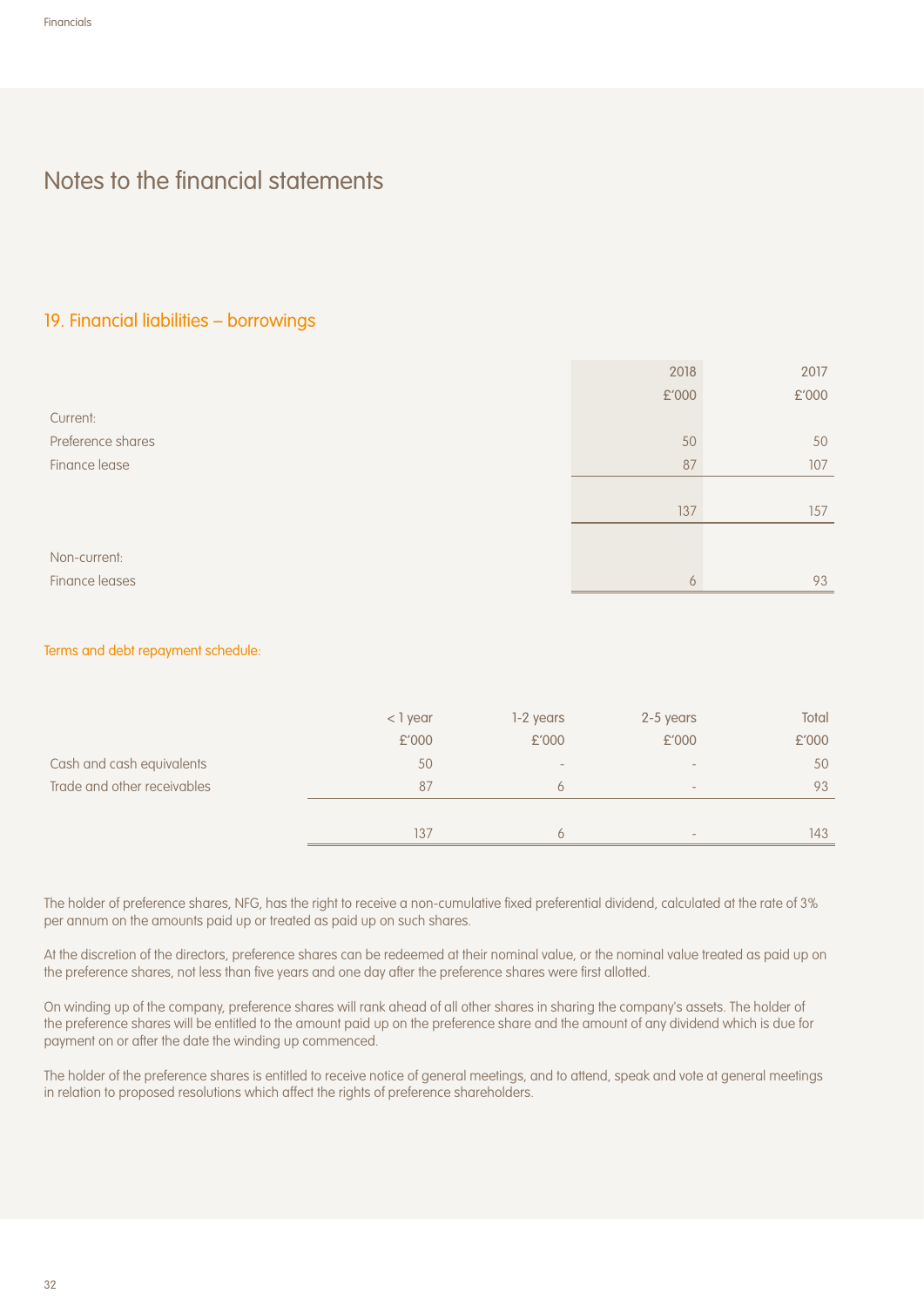# Notes to the financial statements

## 19. Financial liabilities – borrowings

| | 2018<br>£'000 | 2017<br>£'000 |
|---|---|---|
| Current: | | |
| Preference shares | 50 | 50 |
| Finance lease | 87 | 107 |
| | 137 | 157 |
| Non-current: | | |
| Finance leases | 6 | 93 |

### Terms and debt repayment schedule:

| | < 1 year<br>£'000 | 1-2 years<br>£'000 | 2-5 years<br>£'000 | Total<br>£'000 |
|---|---|---|---|---|
| Cash and cash equivalents | 50 | - | - | 50 |
| Trade and other receivables | 87 | 6 | - | 93 |
| | 137 | 6 | - | 143 |

The holder of preference shares, NFG, has the right to receive a non-cumulative fixed preferential dividend, calculated at the rate of 3% per annum on the amounts paid up or treated as paid up on such shares.

At the discretion of the directors, preference shares can be redeemed at their nominal value, or the nominal value treated as paid up on the preference shares, not less than five years and one day after the preference shares were first allotted.

On winding up of the company, preference shares will rank ahead of all other shares in sharing the company's assets. The holder of the preference shares will be entitled to the amount paid up on the preference share and the amount of any dividend which is due for payment on or after the date the winding up commenced.

The holder of the preference shares is entitled to receive notice of general meetings, and to attend, speak and vote at general meetings in relation to proposed resolutions which affect the rights of preference shareholders.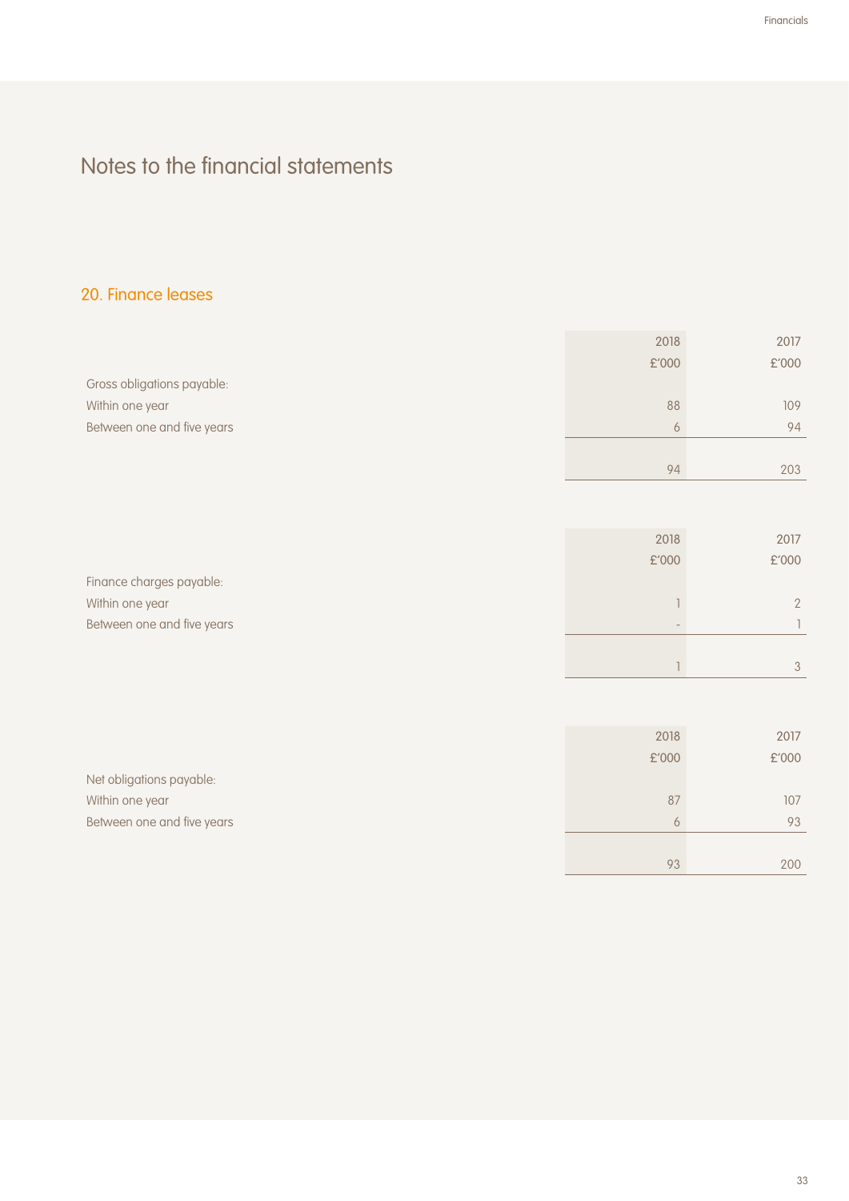# Notes to the financial statements

## 20. Finance leases

| | 2018 £'000 | 2017 £'000 |
|---|---|---|
| Gross obligations payable: | | |
| Within one year | 88 | 109 |
| Between one and five years | 6 | 94 |
| | 94 | 203 |

| | 2018 £'000 | 2017 £'000 |
|---|---|---|
| Finance charges payable: | | |
| Within one year | 1 | 2 |
| Between one and five years | - | 1 |
| | 1 | 3 |

| | 2018 £'000 | 2017 £'000 |
|---|---|---|
| Net obligations payable: | | |
| Within one year | 87 | 107 |
| Between one and five years | 6 | 93 |
| | 93 | 200 |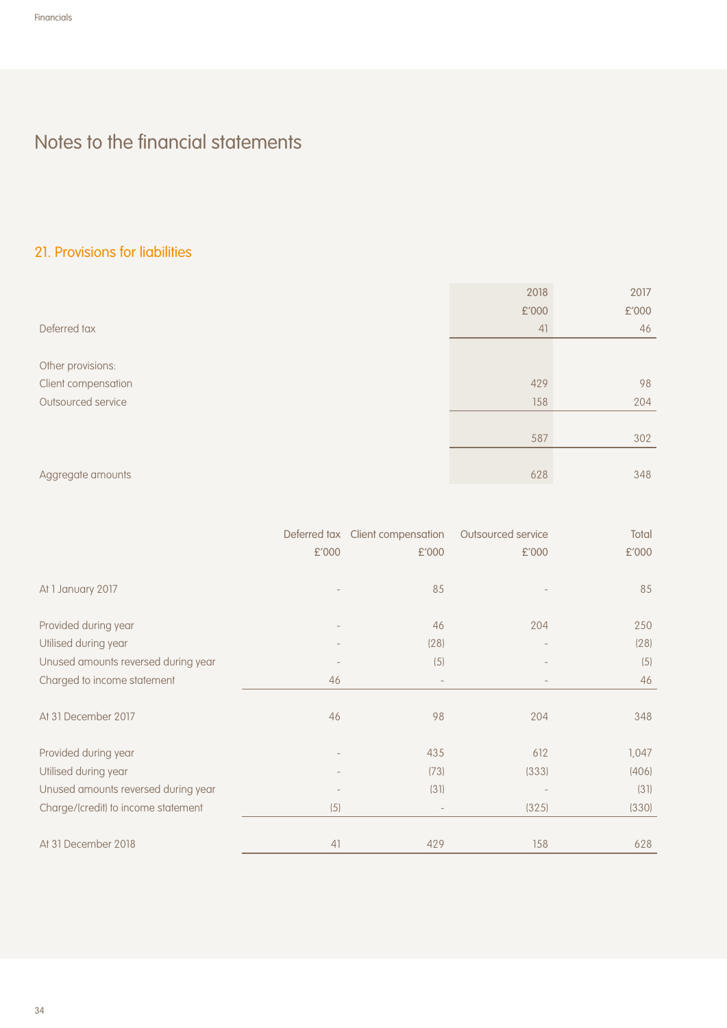# Notes to the financial statements

## 21. Provisions for liabilities

| | 2018 £'000 | 2017 £'000 |
|---|---|---|
| Deferred tax | 41 | 46 |
| | | |
| Other provisions: | | |
| Client compensation | 429 | 98 |
| Outsourced service | 158 | 204 |
| | 587 | 302 |
| Aggregate amounts | 628 | 348 |

| | Deferred tax £'000 | Client compensation £'000 | Outsourced service £'000 | Total £'000 |
|---|---|---|---|---|
| At 1 January 2017 | - | 85 | - | 85 |
| Provided during year | - | 46 | 204 | 250 |
| Utilised during year | - | (28) | - | (28) |
| Unused amounts reversed during year | - | (5) | - | (5) |
| Charged to income statement | 46 | - | - | 46 |
| At 31 December 2017 | 46 | 98 | 204 | 348 |
| Provided during year | - | 435 | 612 | 1,047 |
| Utilised during year | - | (73) | (333) | (406) |
| Unused amounts reversed during year | - | (31) | - | (31) |
| Charge/(credit) to income statement | (5) | - | (325) | (330) |
| At 31 December 2018 | 41 | 429 | 158 | 628 |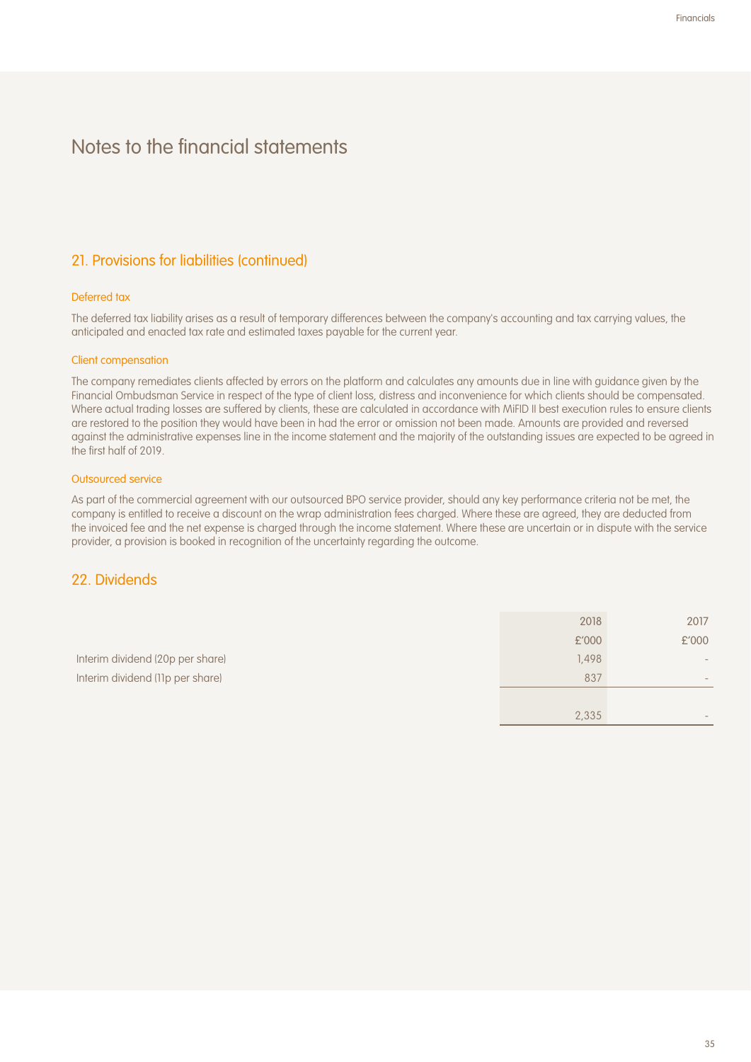# Notes to the financial statements

## 21. Provisions for liabilities (continued)

### Deferred tax

The deferred tax liability arises as a result of temporary differences between the company's accounting and tax carrying values, the anticipated and enacted tax rate and estimated taxes payable for the current year.

### Client compensation

The company remediates clients affected by errors on the platform and calculates any amounts due in line with guidance given by the Financial Ombudsman Service in respect of the type of client loss, distress and inconvenience for which clients should be compensated. Where actual trading losses are suffered by clients, these are calculated in accordance with MiFID II best execution rules to ensure clients are restored to the position they would have been in had the error or omission not been made. Amounts are provided and reversed against the administrative expenses line in the income statement and the majority of the outstanding issues are expected to be agreed in the first half of 2019.

### Outsourced service

As part of the commercial agreement with our outsourced BPO service provider, should any key performance criteria not be met, the company is entitled to receive a discount on the wrap administration fees charged. Where these are agreed, they are deducted from the invoiced fee and the net expense is charged through the income statement. Where these are uncertain or in dispute with the service provider, a provision is booked in recognition of the uncertainty regarding the outcome.

## 22. Dividends

| | 2018 | 2017 |
|---|---|---|
| | £'000 | £'000 |
| Interim dividend (20p per share) | 1,498 | - |
| Interim dividend (11p per share) | 837 | - |
| | 2,335 | - |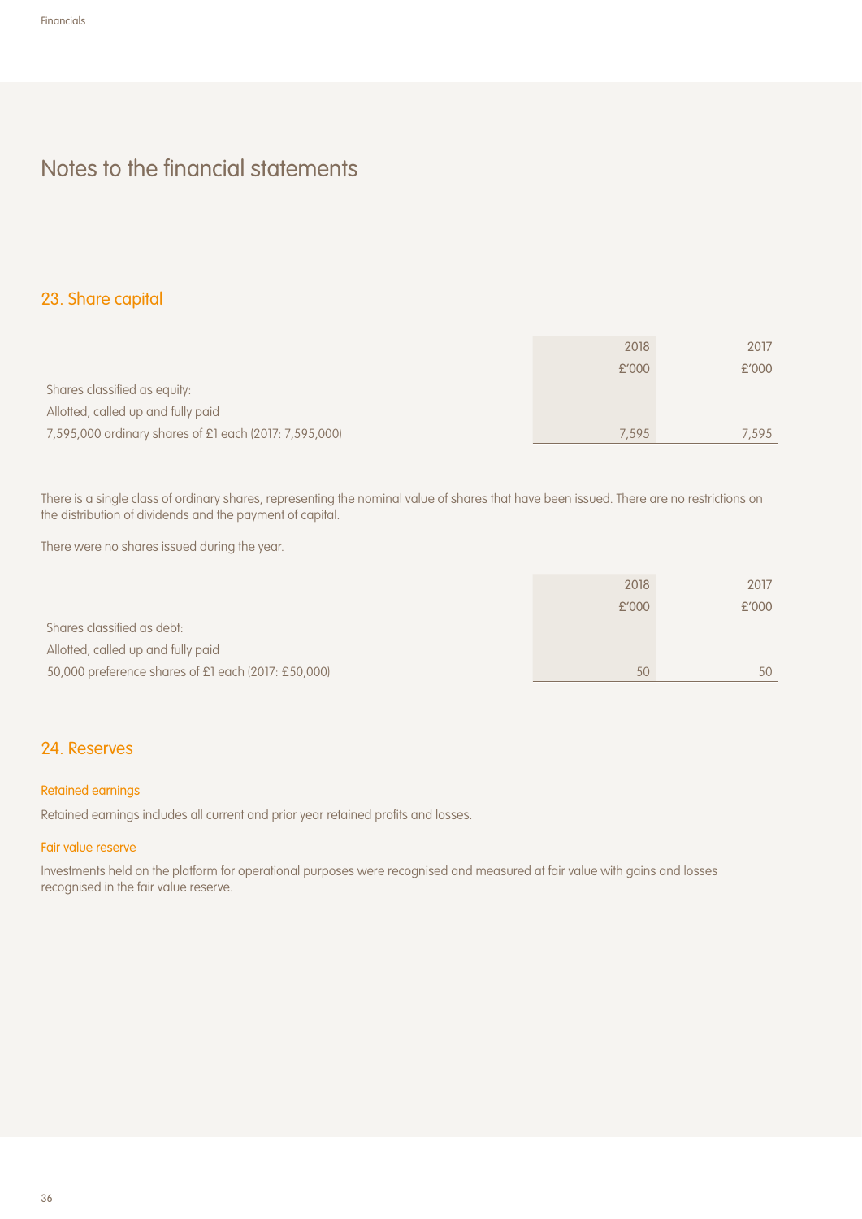# Notes to the financial statements

## 23. Share capital

| | 2018 £'000 | 2017 £'000 |
|---|---|---|
| Shares classified as equity: | | |
| Allotted, called up and fully paid | | |
| 7,595,000 ordinary shares of £1 each (2017: 7,595,000) | 7,595 | 7,595 |

There is a single class of ordinary shares, representing the nominal value of shares that have been issued. There are no restrictions on the distribution of dividends and the payment of capital.

There were no shares issued during the year.

| | 2018 £'000 | 2017 £'000 |
|---|---|---|
| Shares classified as debt: | | |
| Allotted, called up and fully paid | | |
| 50,000 preference shares of £1 each (2017: £50,000) | 50 | 50 |

## 24. Reserves

### Retained earnings

Retained earnings includes all current and prior year retained profits and losses.

### Fair value reserve

Investments held on the platform for operational purposes were recognised and measured at fair value with gains and losses recognised in the fair value reserve.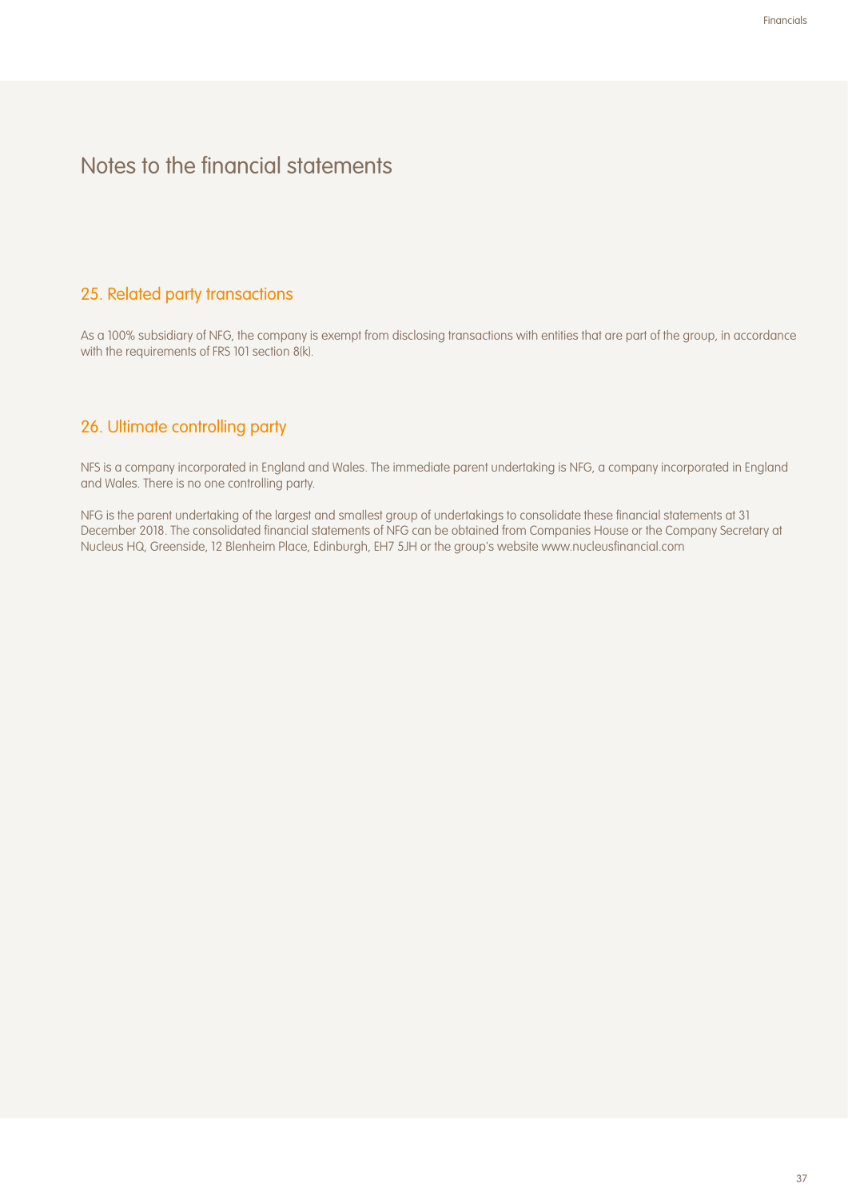# Notes to the financial statements

## 25. Related party transactions

As a 100% subsidiary of NFG, the company is exempt from disclosing transactions with entities that are part of the group, in accordance with the requirements of FRS 101 section 8(k).

## 26. Ultimate controlling party

NFS is a company incorporated in England and Wales. The immediate parent undertaking is NFG, a company incorporated in England and Wales. There is no one controlling party.

NFG is the parent undertaking of the largest and smallest group of undertakings to consolidate these financial statements at 31 December 2018. The consolidated financial statements of NFG can be obtained from Companies House or the Company Secretary at Nucleus HQ, Greenside, 12 Blenheim Place, Edinburgh, EH7 5JH or the group's website www.nucleusfinancial.com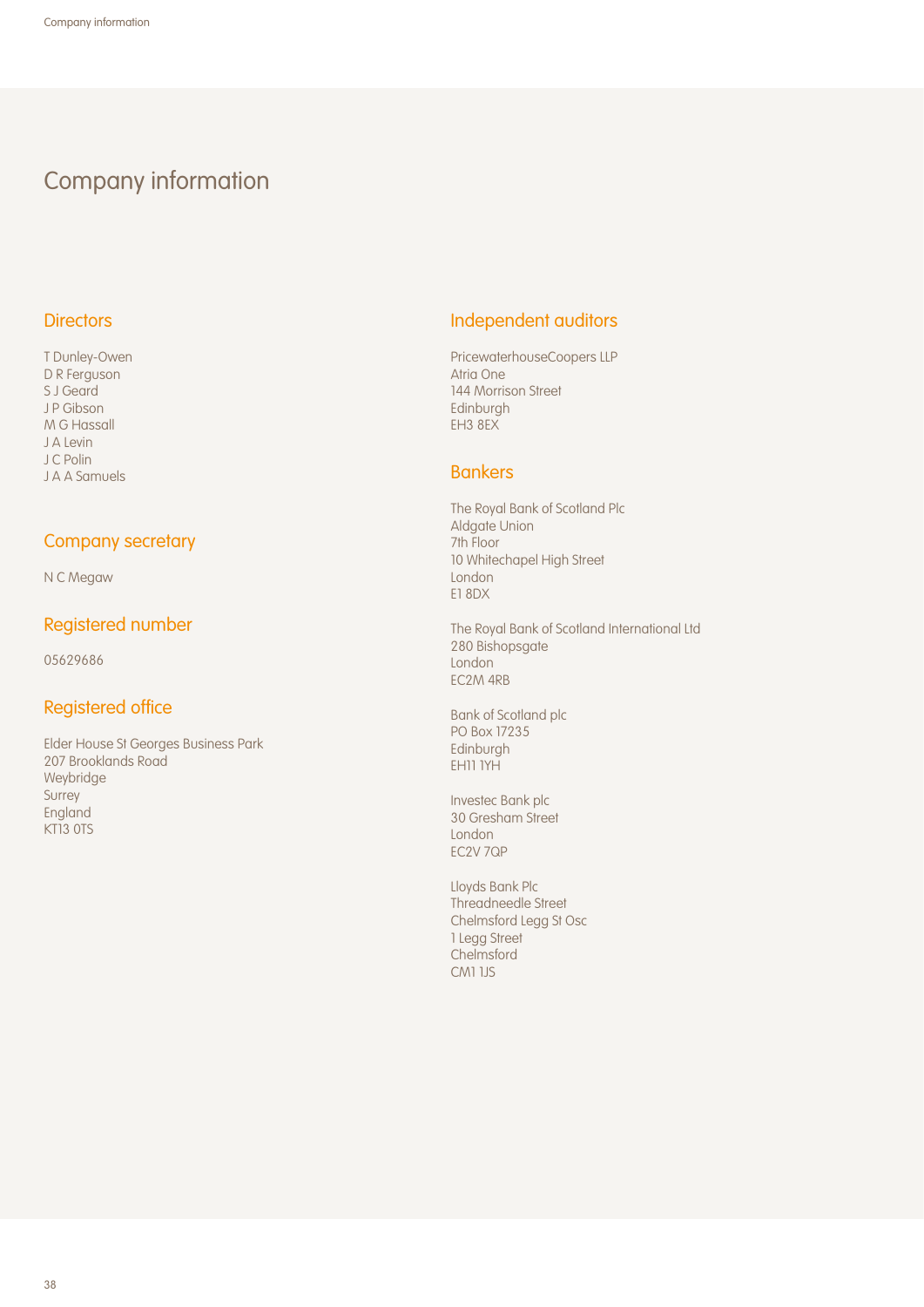# Company information

## Directors

T Dunley-Owen
D R Ferguson
S J Geard
J P Gibson
M G Hassall
J A Levin
J C Polin
J A A Samuels

## Company secretary

N C Megaw

## Registered number

05629686

## Registered office

Elder House St Georges Business Park
207 Brooklands Road
Weybridge
Surrey
England
KT13 0TS

## Independent auditors

PricewaterhouseCoopers LLP
Atria One
144 Morrison Street
Edinburgh
EH3 8EX

## Bankers

The Royal Bank of Scotland Plc
Aldgate Union
7th Floor
10 Whitechapel High Street
London
E1 8DX

The Royal Bank of Scotland International Ltd
280 Bishopsgate
London
EC2M 4RB

Bank of Scotland plc
PO Box 17235
Edinburgh
EH11 1YH

Investec Bank plc
30 Gresham Street
London
EC2V 7QP

Lloyds Bank Plc
Threadneedle Street
Chelmsford Legg St Osc
1 Legg Street
Chelmsford
CM1 1JS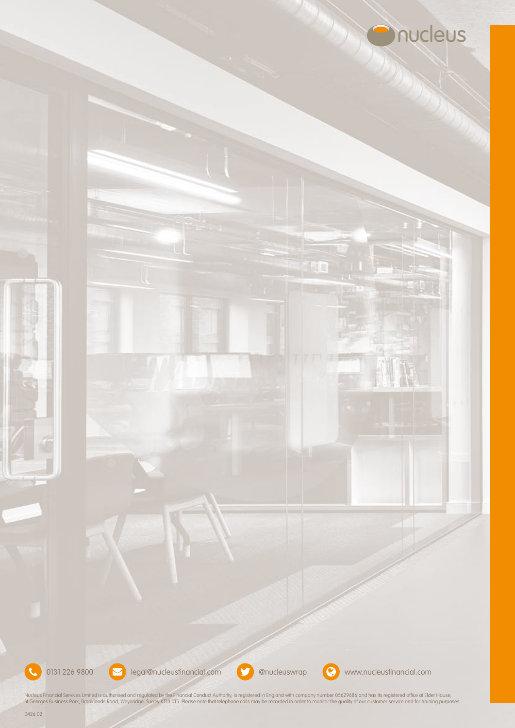nucleus

0131 226 9800

legal@nucleusfinancial.com

@nucleuswrap

www.nucleusfinancial.com

Nucleus Financial Services Limited is authorised and regulated by the Financial Conduct Authority, is registered in England with company number 05629686 and has its registered office at Elder House, St Georges Business Park, Brooklands Road, Weybridge, Surrey KT13 0TS. Please note that telephone calls may be recorded in order to monitor the quality of our customer service and for training purposes.

0426.02